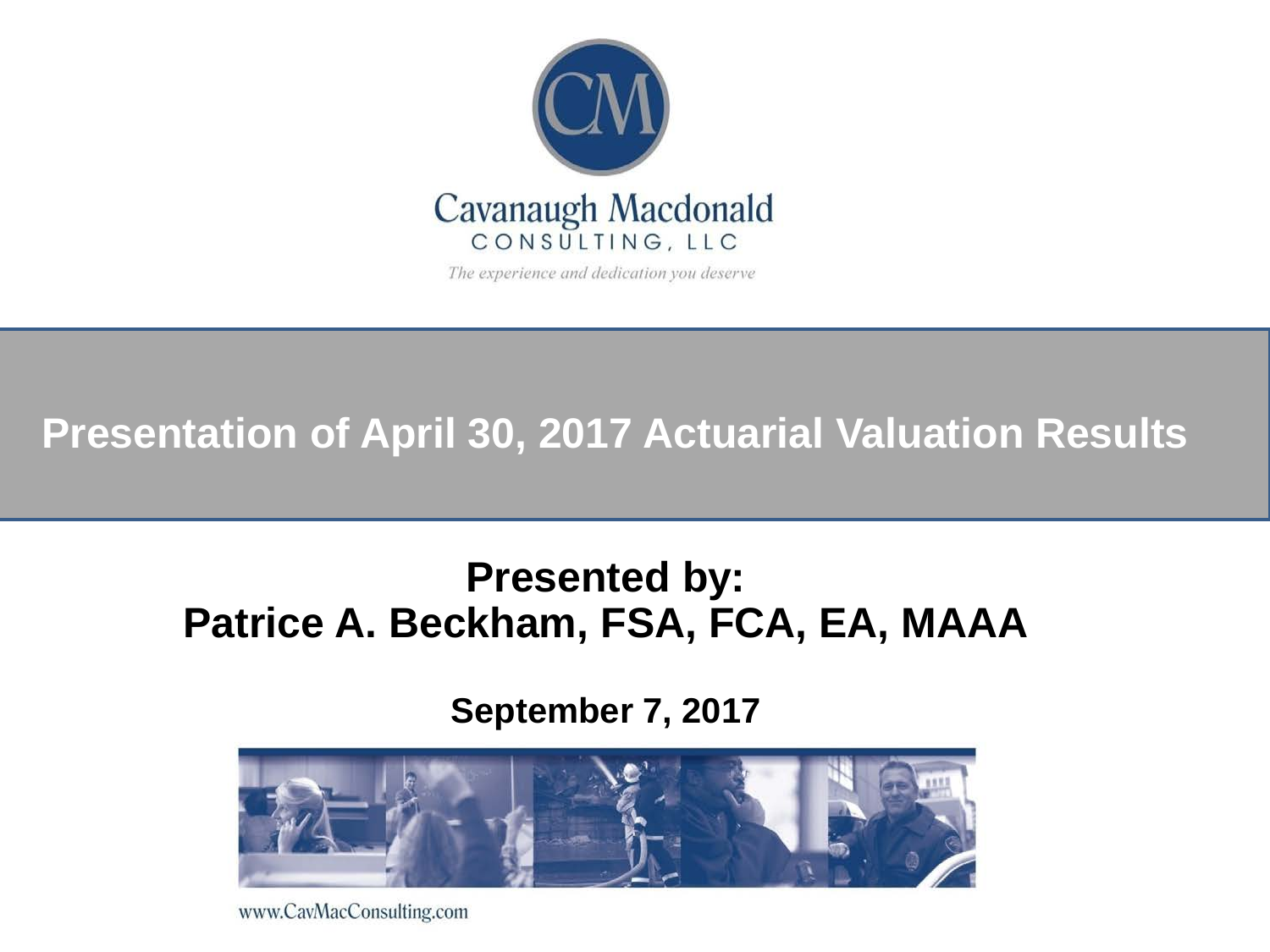Cavanaugh Macdonald

CONSULTING, LLC

*The experience and dedication you deserve*

# Presentation of April 30, 2017 Actuarial Valuation Results

## Presented by:
## Patrice A. Beckham, FSA, FCA, EA, MAAA

**September 7, 2017**

www.CavMacConsulting.com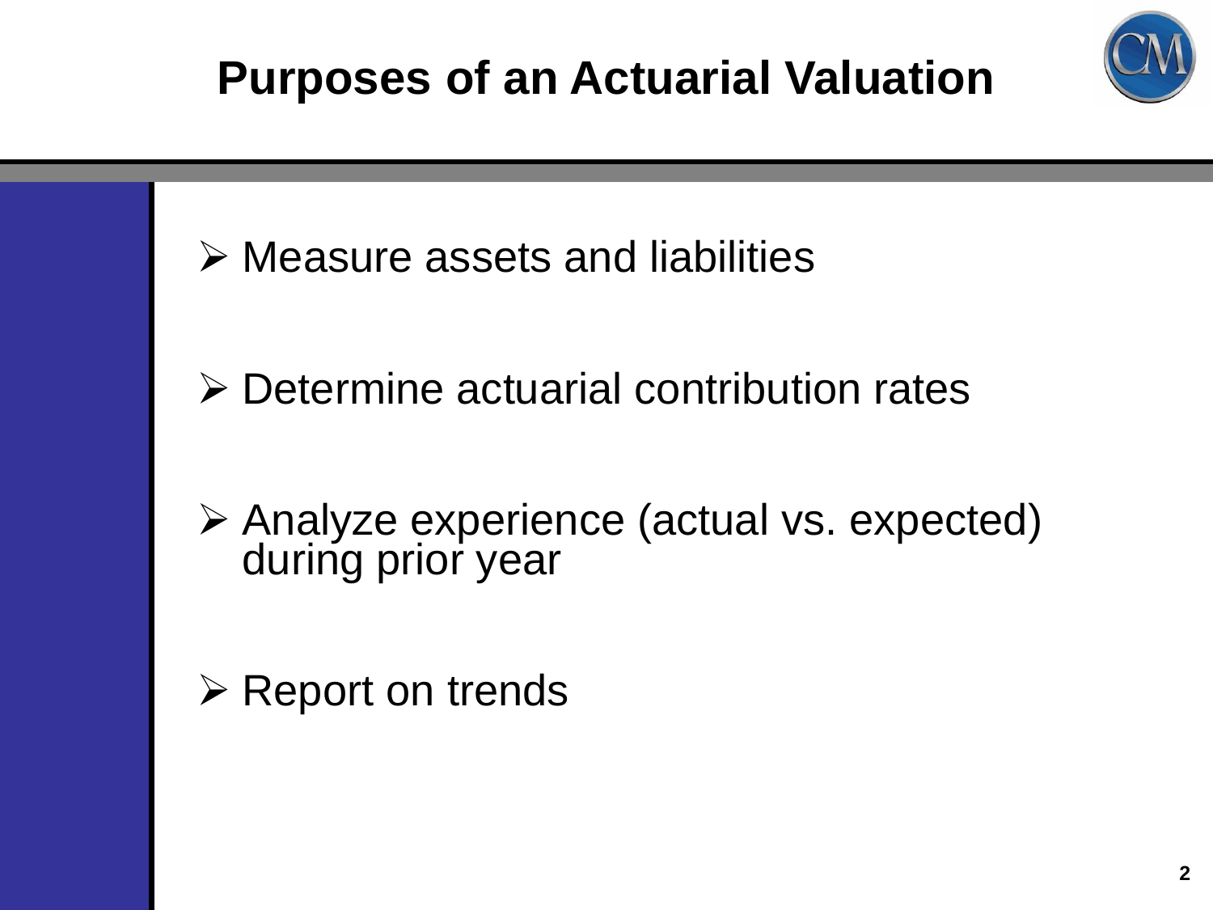# Purposes of an Actuarial Valuation

- Measure assets and liabilities
- Determine actuarial contribution rates
- Analyze experience (actual vs. expected) during prior year
- Report on trends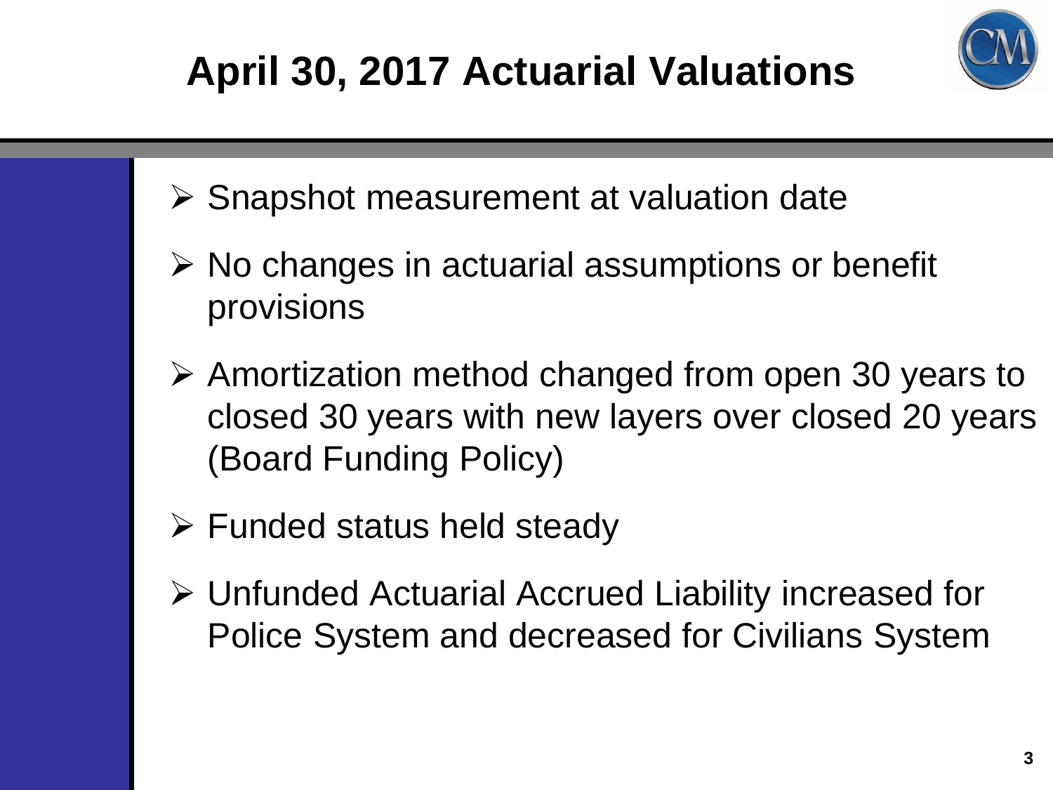# April 30, 2017 Actuarial Valuations

- Snapshot measurement at valuation date
- No changes in actuarial assumptions or benefit provisions
- Amortization method changed from open 30 years to closed 30 years with new layers over closed 20 years (Board Funding Policy)
- Funded status held steady
- Unfunded Actuarial Accrued Liability increased for Police System and decreased for Civilians System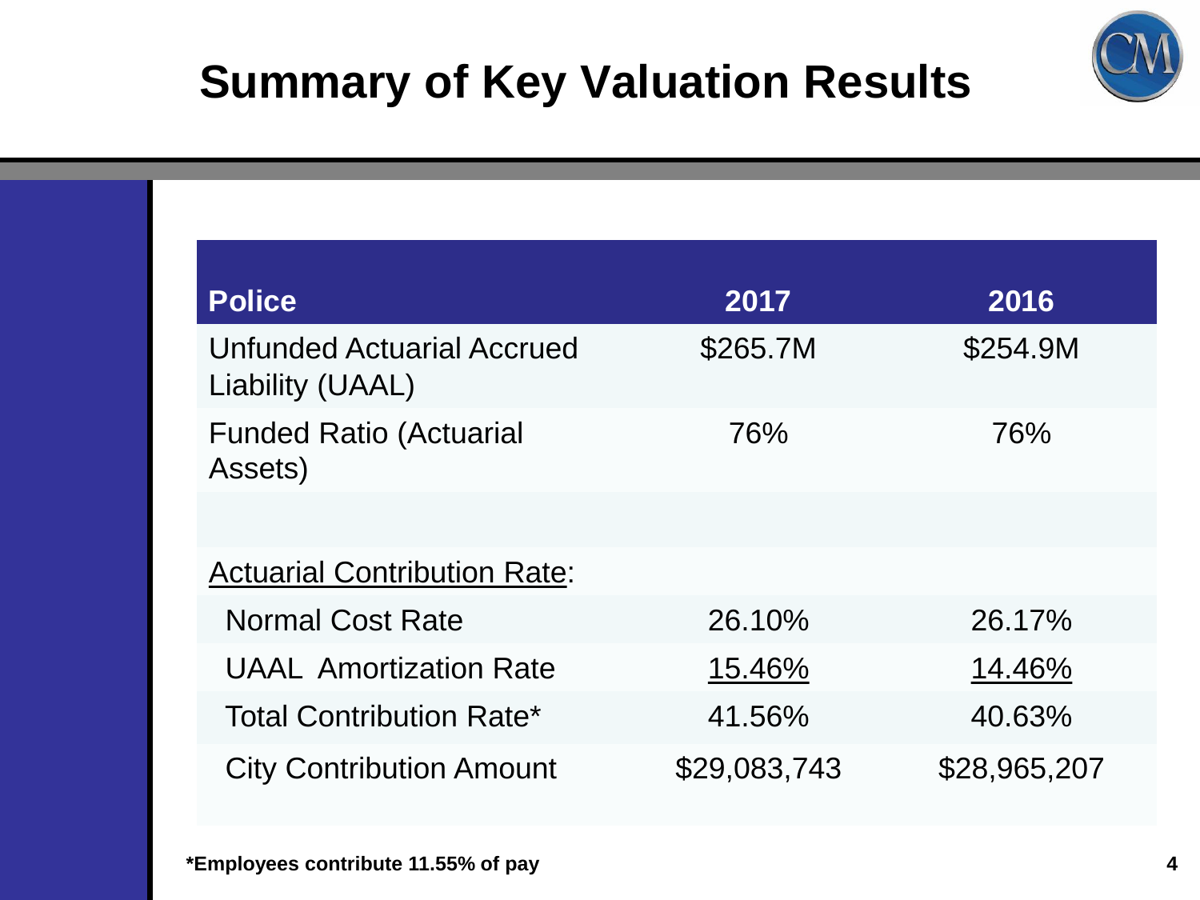# Summary of Key Valuation Results

| Police | 2017 | 2016 |
|---|---|---|
| Unfunded Actuarial Accrued Liability (UAAL) | $265.7M | $254.9M |
| Funded Ratio (Actuarial Assets) | 76% | 76% |
| | | |
| Actuarial Contribution Rate: | | |
| Normal Cost Rate | 26.10% | 26.17% |
| UAAL Amortization Rate | 15.46% | 14.46% |
| Total Contribution Rate* | 41.56% | 40.63% |
| City Contribution Amount | $29,083,743 | $28,965,207 |

**\*Employees contribute 11.55% of pay**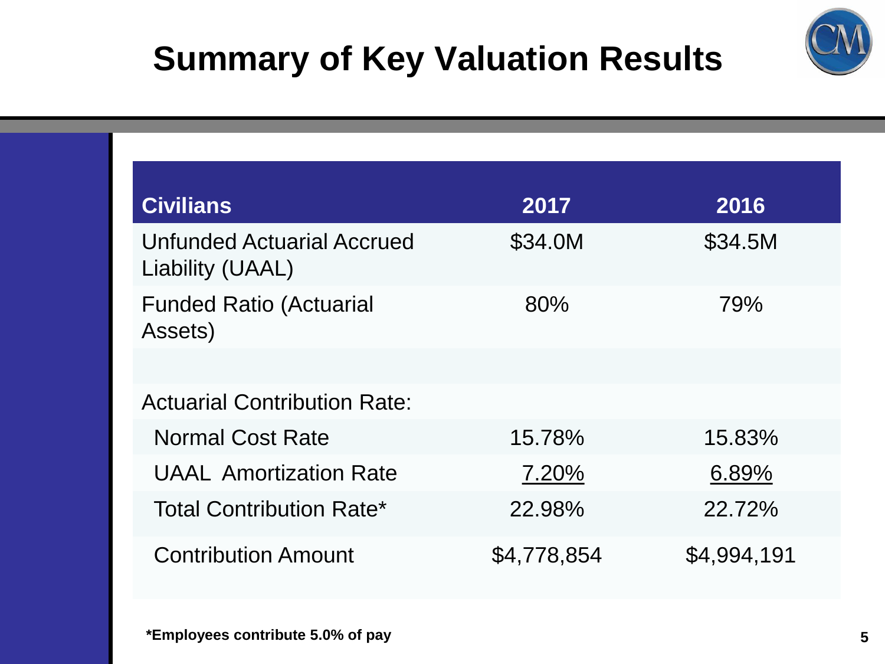# Summary of Key Valuation Results

| Civilians | 2017 | 2016 |
|---|---|---|
| Unfunded Actuarial Accrued Liability (UAAL) | $34.0M | $34.5M |
| Funded Ratio (Actuarial Assets) | 80% | 79% |
| | | |
| Actuarial Contribution Rate: | | |
| Normal Cost Rate | 15.78% | 15.83% |
| UAAL Amortization Rate | 7.20% | 6.89% |
| Total Contribution Rate* | 22.98% | 22.72% |
| Contribution Amount | $4,778,854 | $4,994,191 |

***Employees contribute 5.0% of pay**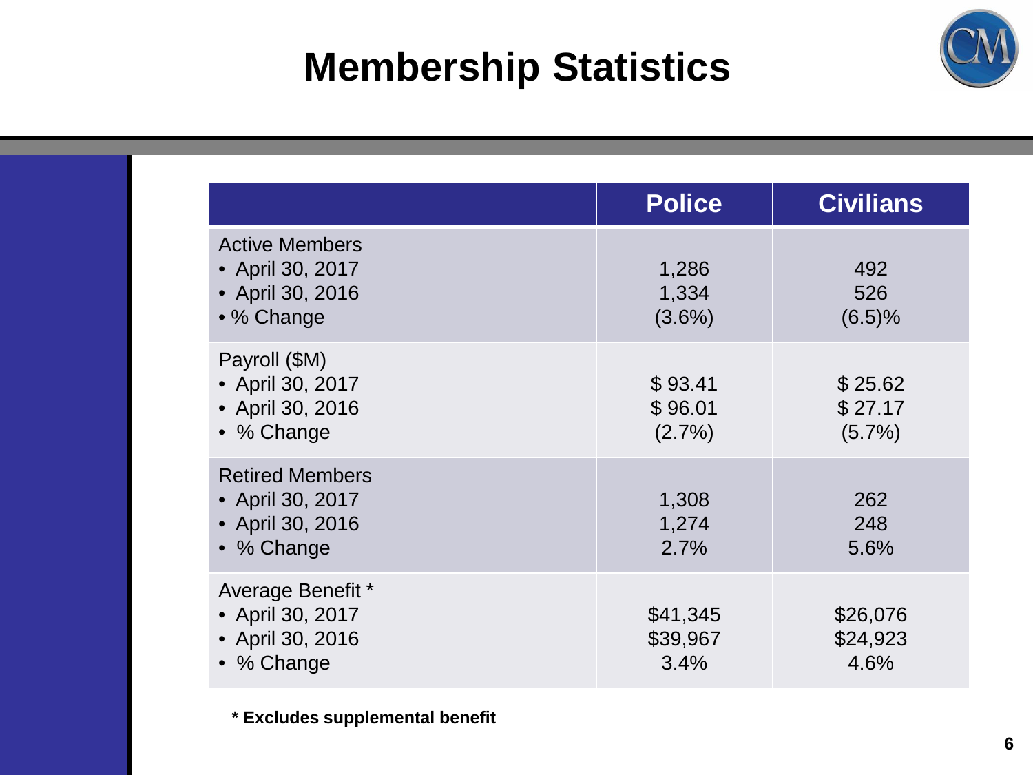# Membership Statistics

| | Police | Civilians |
|---|---|---|
| Active Members | | |
| • April 30, 2017 | 1,286 | 492 |
| • April 30, 2016 | 1,334 | 526 |
| • % Change | (3.6%) | (6.5)% |
| Payroll ($M) | | |
| • April 30, 2017 | $ 93.41 | $ 25.62 |
| • April 30, 2016 | $ 96.01 | $ 27.17 |
| • % Change | (2.7%) | (5.7%) |
| Retired Members | | |
| • April 30, 2017 | 1,308 | 262 |
| • April 30, 2016 | 1,274 | 248 |
| • % Change | 2.7% | 5.6% |
| Average Benefit * | | |
| • April 30, 2017 | $41,345 | $26,076 |
| • April 30, 2016 | $39,967 | $24,923 |
| • % Change | 3.4% | 4.6% |

**\* Excludes supplemental benefit**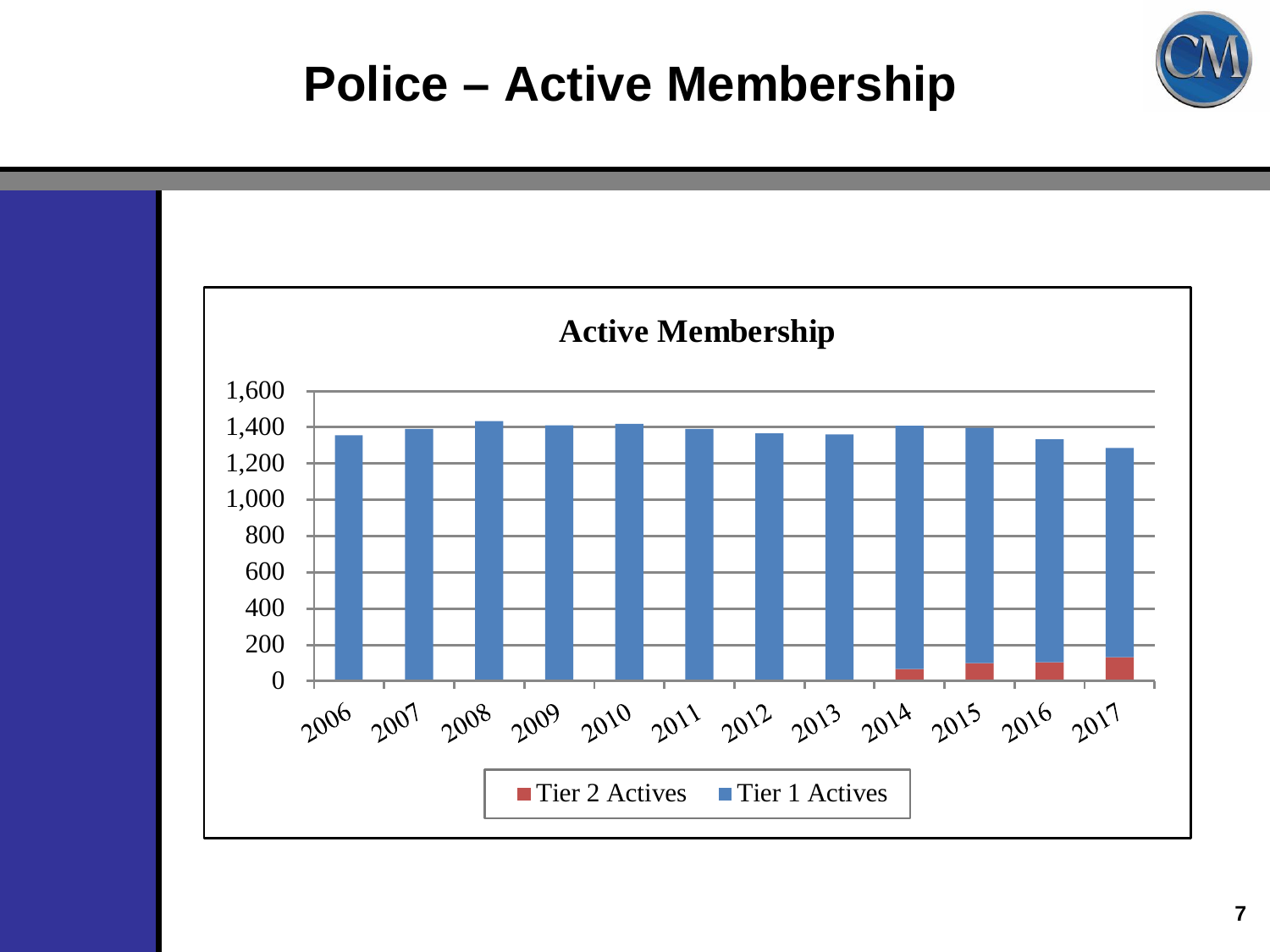# Police – Active Membership

**Active Membership**

1,600
1,400
1,200
1,000
800
600
400
200
0

2006 2007 2008 2009 2010 2011 2012 2013 2014 2015 2016 2017

Tier 2 Actives    Tier 1 Actives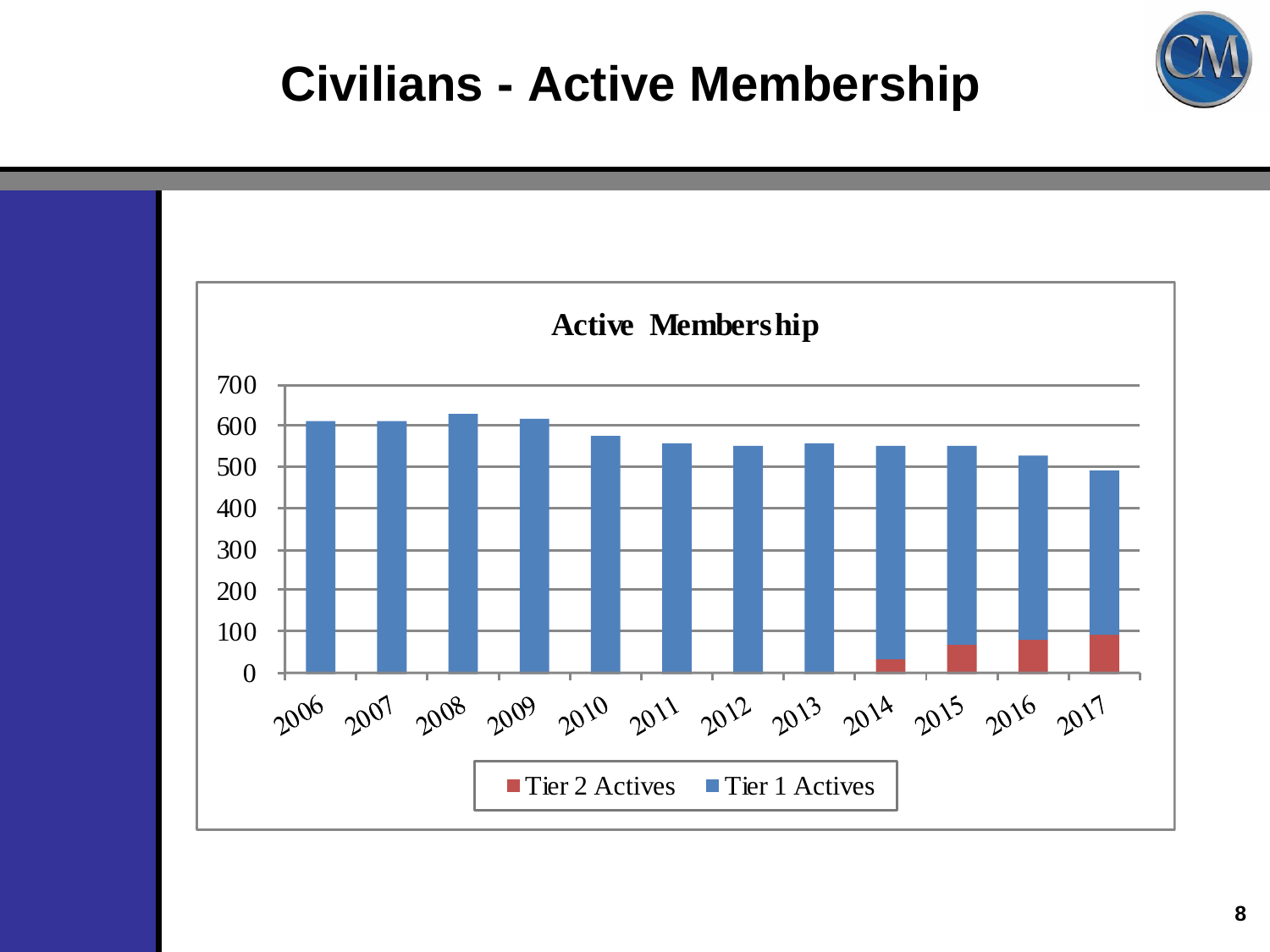# Civilians - Active Membership

**Active Membership**

| Year | Tier 2 Actives | Tier 1 Actives |
|---|---|---|
| 2006 | | |
| 2007 | | |
| 2008 | | |
| 2009 | | |
| 2010 | | |
| 2011 | | |
| 2012 | | |
| 2013 | | |
| 2014 | | |
| 2015 | | |
| 2016 | | |
| 2017 | | |

Tier 2 Actives | Tier 1 Actives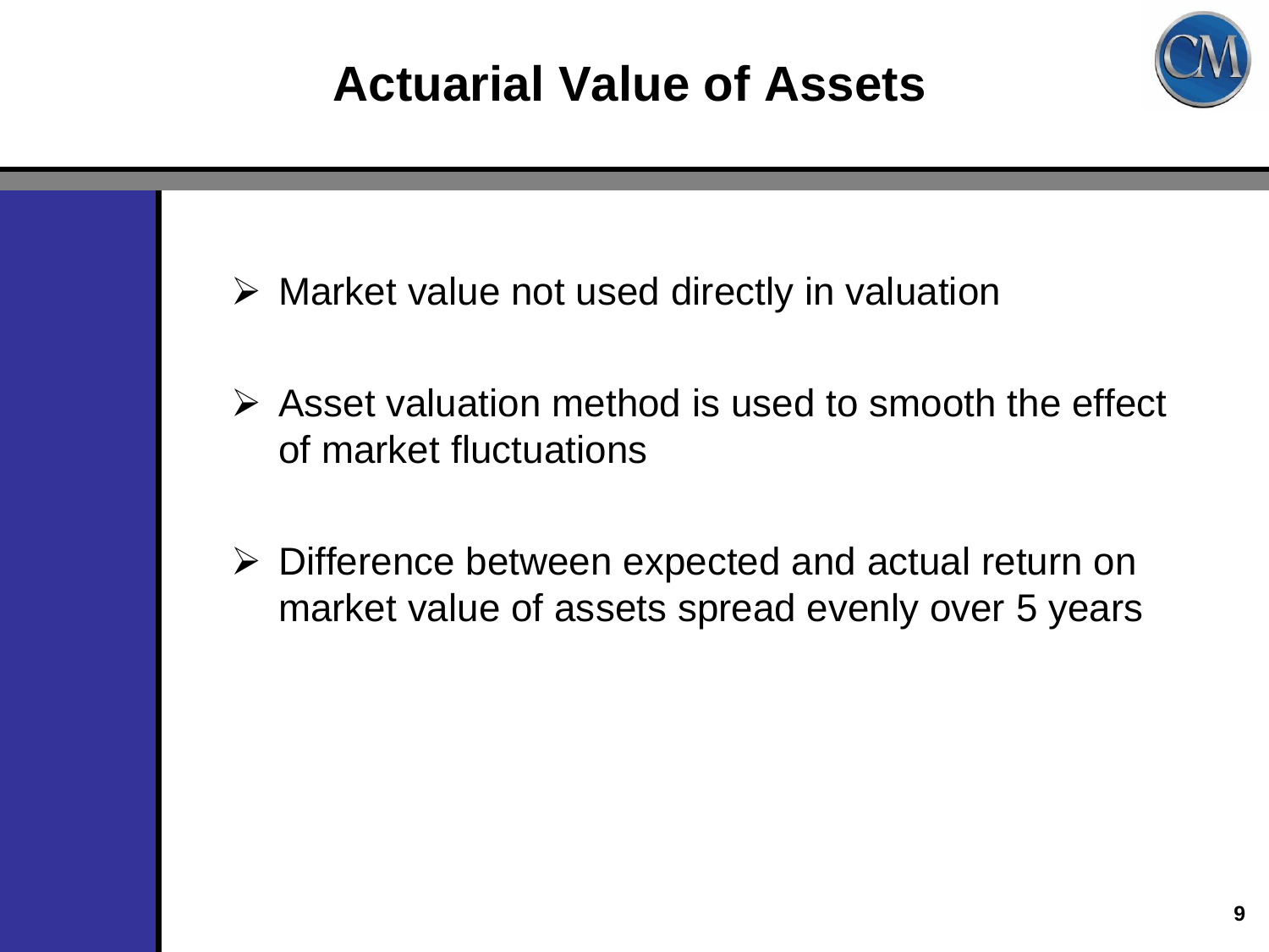# Actuarial Value of Assets

- Market value not used directly in valuation
- Asset valuation method is used to smooth the effect of market fluctuations
- Difference between expected and actual return on market value of assets spread evenly over 5 years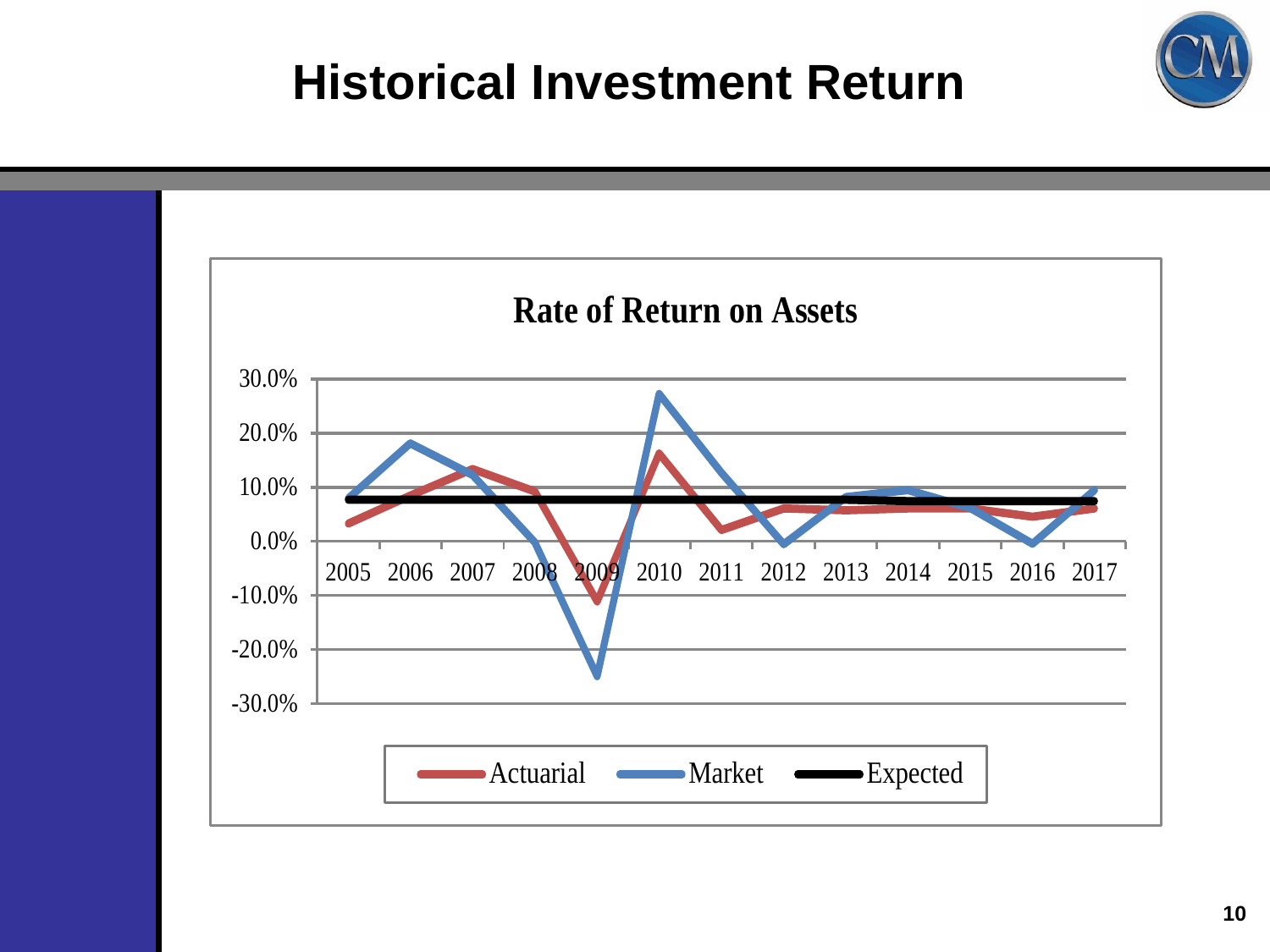# Historical Investment Return

**Rate of Return on Assets**

30.0%
20.0%
10.0%
0.0%
-10.0%
-20.0%
-30.0%

2005 2006 2007 2008 2009 2010 2011 2012 2013 2014 2015 2016 2017

Actuarial Market Expected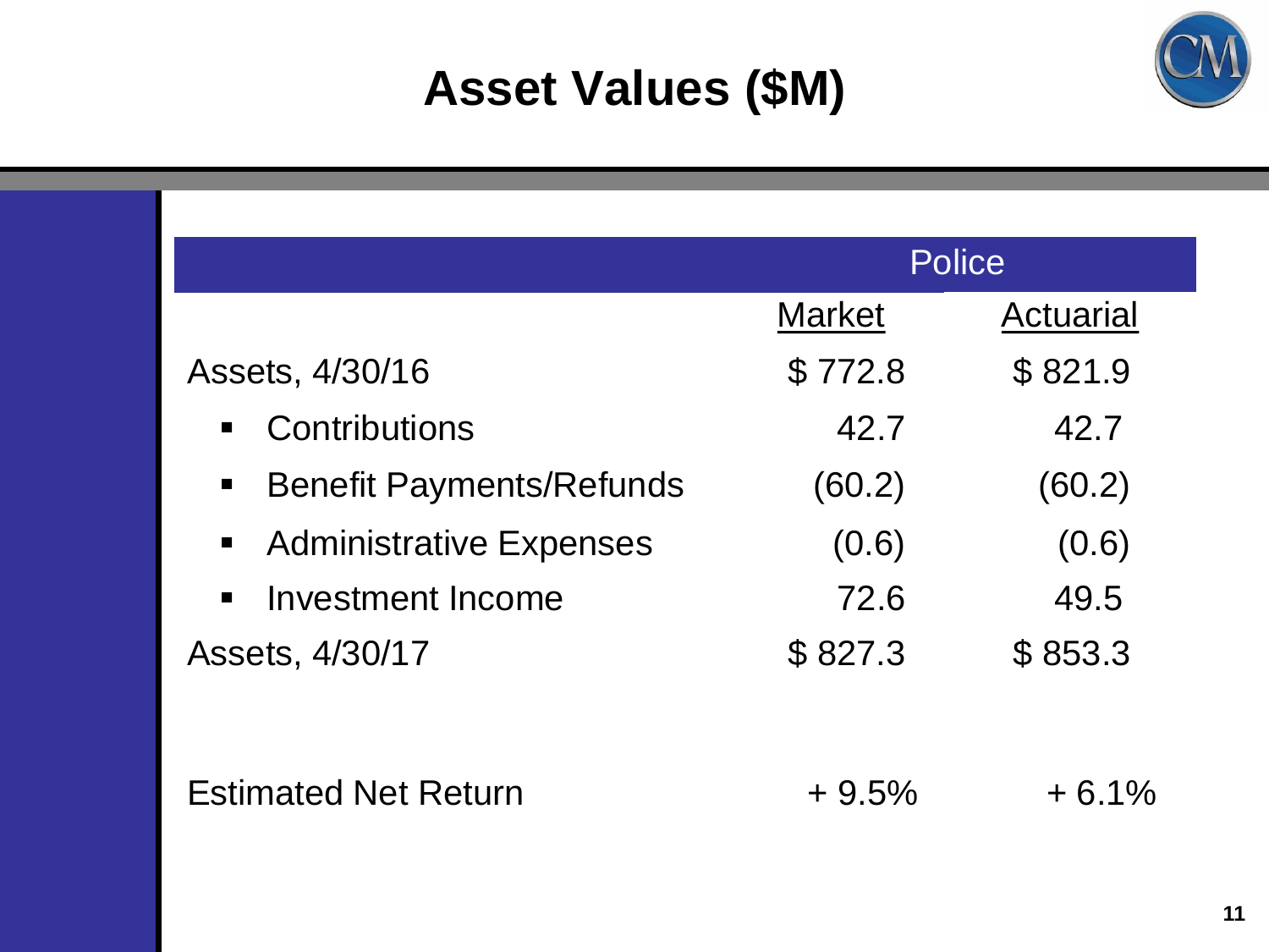# Asset Values ($M)

| | Police | |
|---|---|---|
| | Market | Actuarial |
| Assets, 4/30/16 | $ 772.8 | $ 821.9 |
| ▪ Contributions | 42.7 | 42.7 |
| ▪ Benefit Payments/Refunds | (60.2) | (60.2) |
| ▪ Administrative Expenses | (0.6) | (0.6) |
| ▪ Investment Income | 72.6 | 49.5 |
| Assets, 4/30/17 | $ 827.3 | $ 853.3 |
| | | |
| Estimated Net Return | + 9.5% | + 6.1% |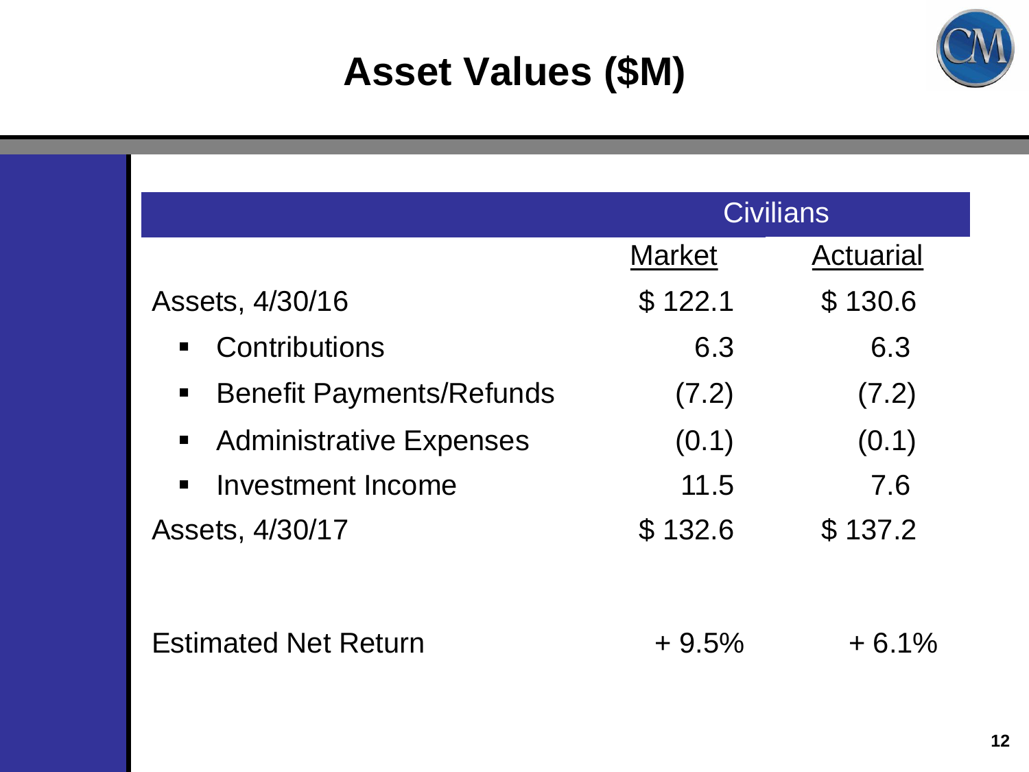# Asset Values ($M)

| | Civilians | |
|---|---|---|
| | Market | Actuarial |
| Assets, 4/30/16 | $ 122.1 | $ 130.6 |
| ▪ Contributions | 6.3 | 6.3 |
| ▪ Benefit Payments/Refunds | (7.2) | (7.2) |
| ▪ Administrative Expenses | (0.1) | (0.1) |
| ▪ Investment Income | 11.5 | 7.6 |
| Assets, 4/30/17 | $ 132.6 | $ 137.2 |
| | | |
| Estimated Net Return | + 9.5% | + 6.1% |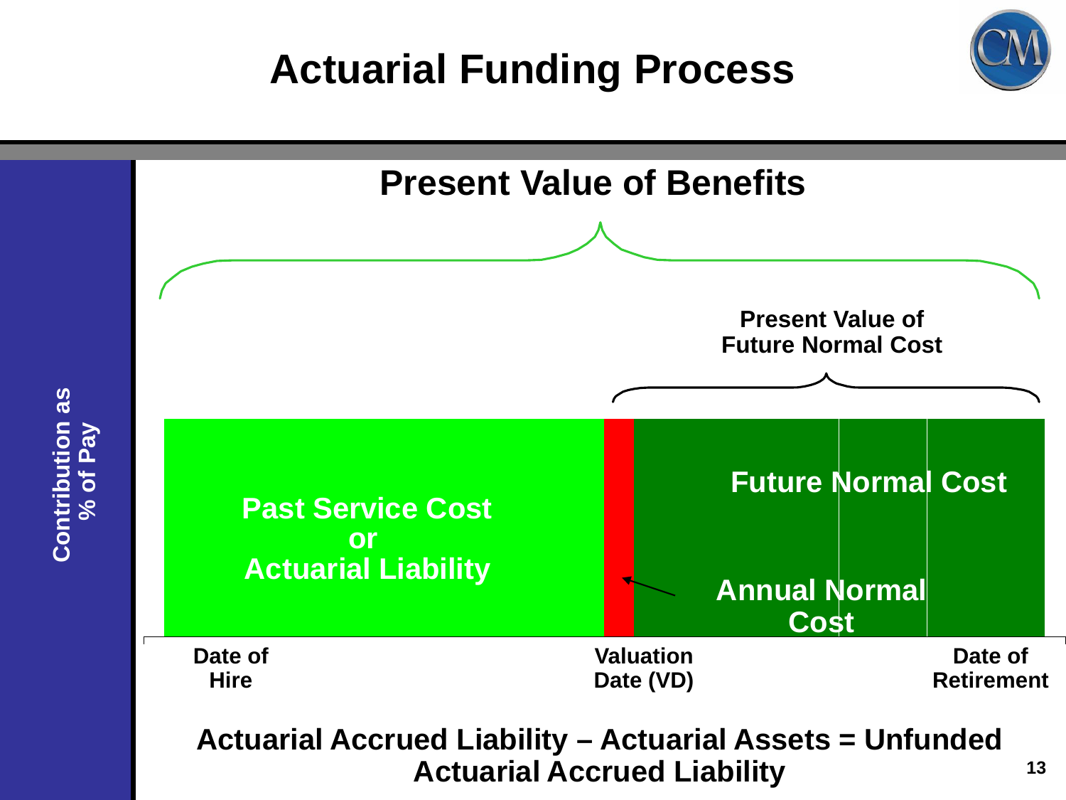# Actuarial Funding Process

**Present Value of Benefits**

**Present Value of Future Normal Cost**

**Past Service Cost or Actuarial Liability**

**Future Normal Cost**

**Annual Normal Cost**

**Contribution as % of Pay**

**Date of Hire** | **Valuation Date (VD)** | **Date of Retirement**

**Actuarial Accrued Liability – Actuarial Assets = Unfunded Actuarial Accrued Liability**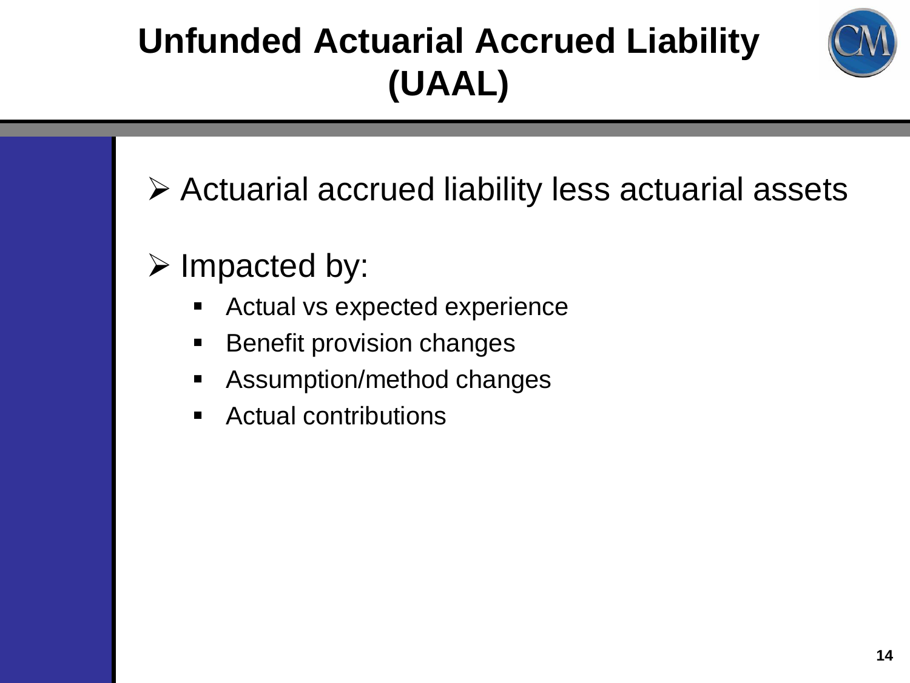# Unfunded Actuarial Accrued Liability (UAAL)

- Actuarial accrued liability less actuarial assets
- Impacted by:
  - Actual vs expected experience
  - Benefit provision changes
  - Assumption/method changes
  - Actual contributions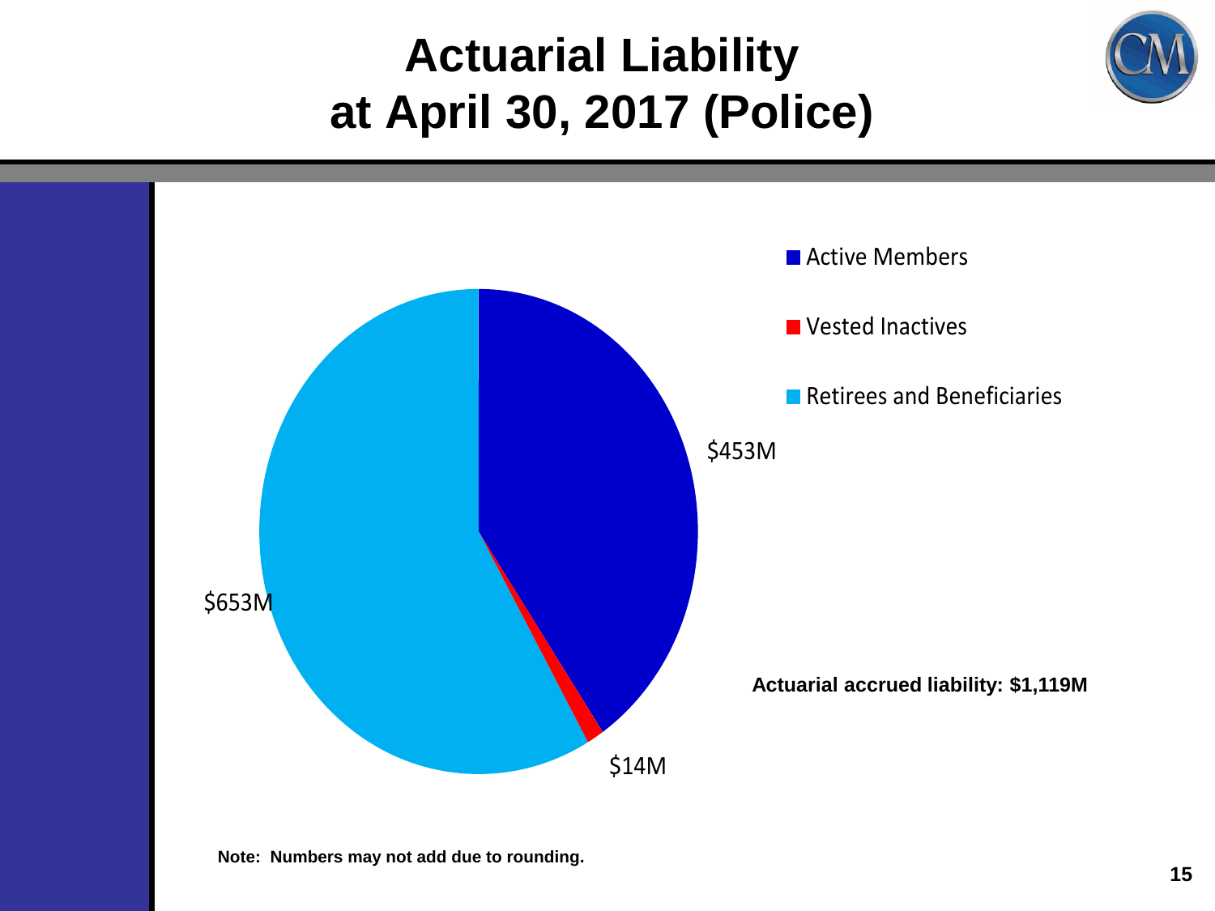# Actuarial Liability at April 30, 2017 (Police)

- Active Members
- Vested Inactives
- Retirees and Beneficiaries

$453M

$14M

$653M

**Actuarial accrued liability: $1,119M**

**Note: Numbers may not add due to rounding.**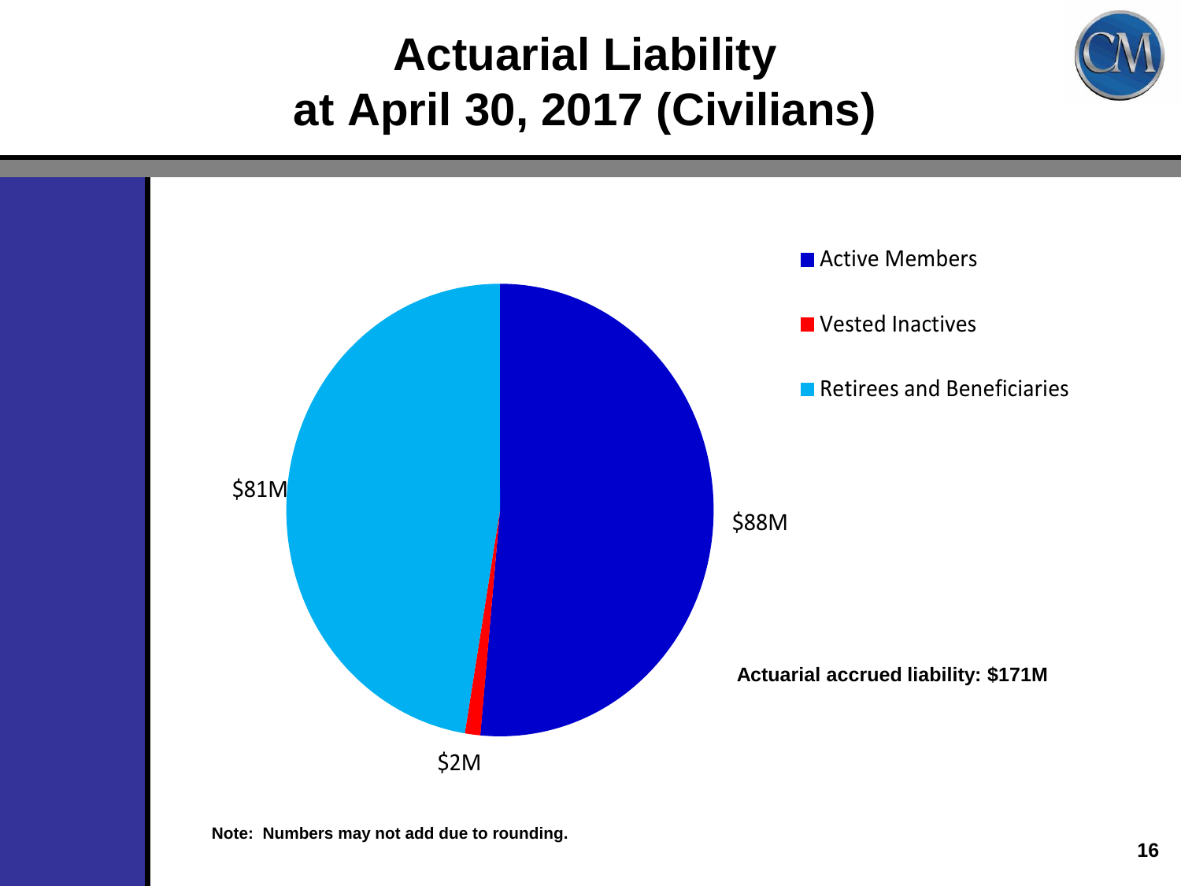# Actuarial Liability at April 30, 2017 (Civilians)

- Active Members
- Vested Inactives
- Retirees and Beneficiaries

$81M

$88M

$2M

**Actuarial accrued liability: $171M**

**Note: Numbers may not add due to rounding.**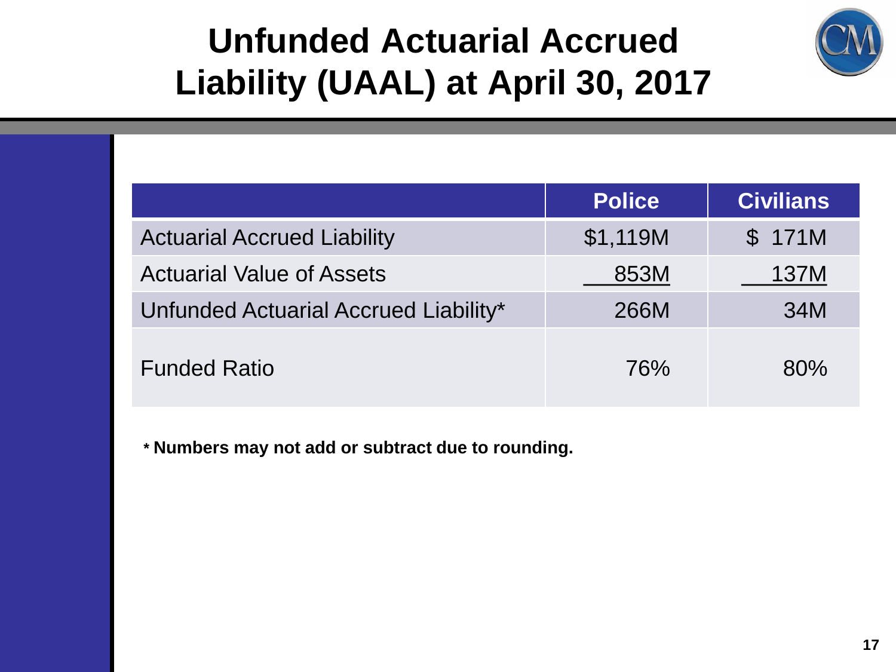# Unfunded Actuarial Accrued Liability (UAAL) at April 30, 2017

| | Police | Civilians |
|---|---|---|
| Actuarial Accrued Liability | $1,119M | $ 171M |
| Actuarial Value of Assets | 853M | 137M |
| Unfunded Actuarial Accrued Liability* | 266M | 34M |
| Funded Ratio | 76% | 80% |

**\* Numbers may not add or subtract due to rounding.**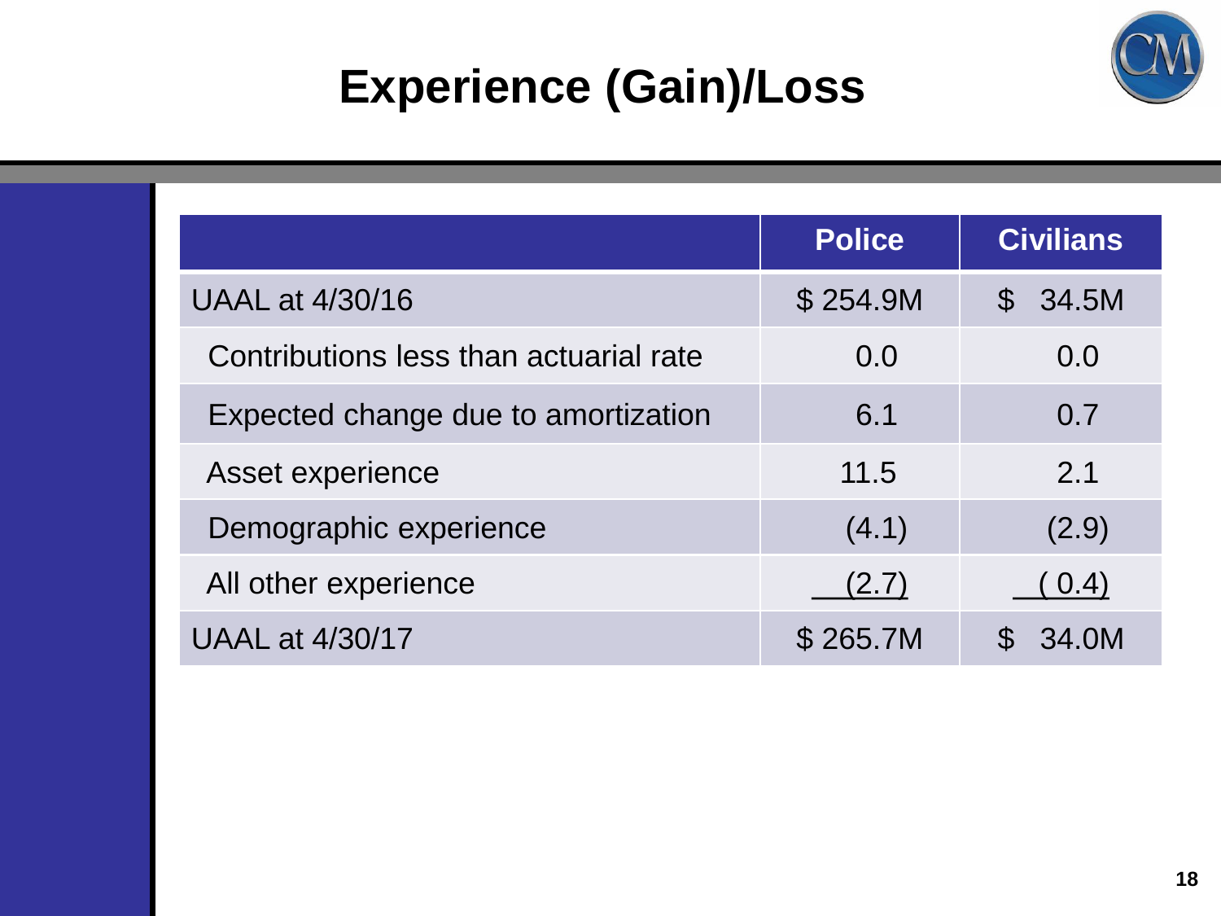# Experience (Gain)/Loss

| | Police | Civilians |
|---|---|---|
| UAAL at 4/30/16 | $ 254.9M | $ 34.5M |
| Contributions less than actuarial rate | 0.0 | 0.0 |
| Expected change due to amortization | 6.1 | 0.7 |
| Asset experience | 11.5 | 2.1 |
| Demographic experience | (4.1) | (2.9) |
| All other experience | (2.7) | ( 0.4) |
| UAAL at 4/30/17 | $ 265.7M | $ 34.0M |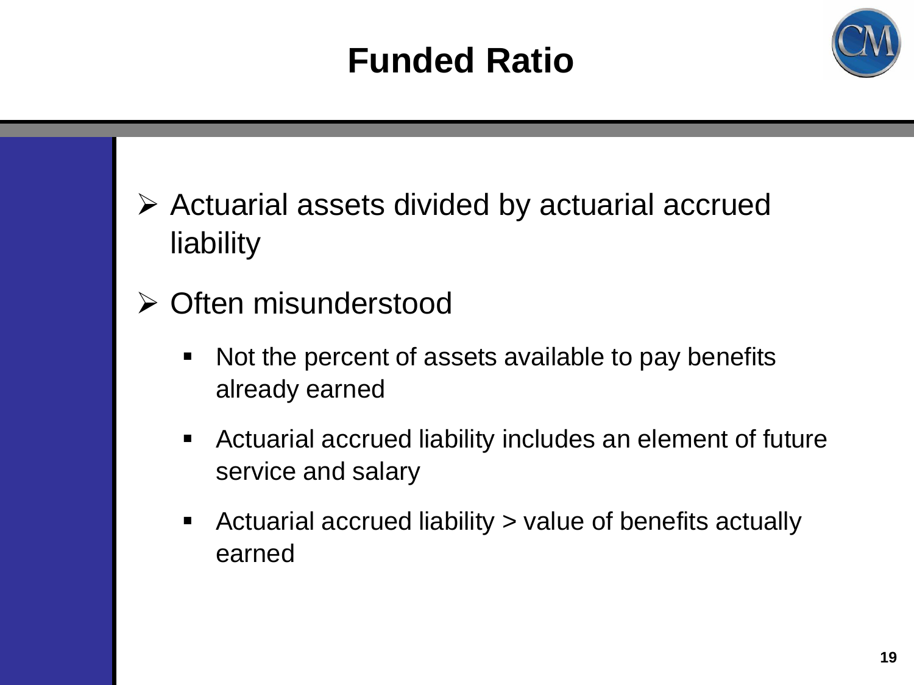# Funded Ratio

- Actuarial assets divided by actuarial accrued liability
- Often misunderstood
  - Not the percent of assets available to pay benefits already earned
  - Actuarial accrued liability includes an element of future service and salary
  - Actuarial accrued liability > value of benefits actually earned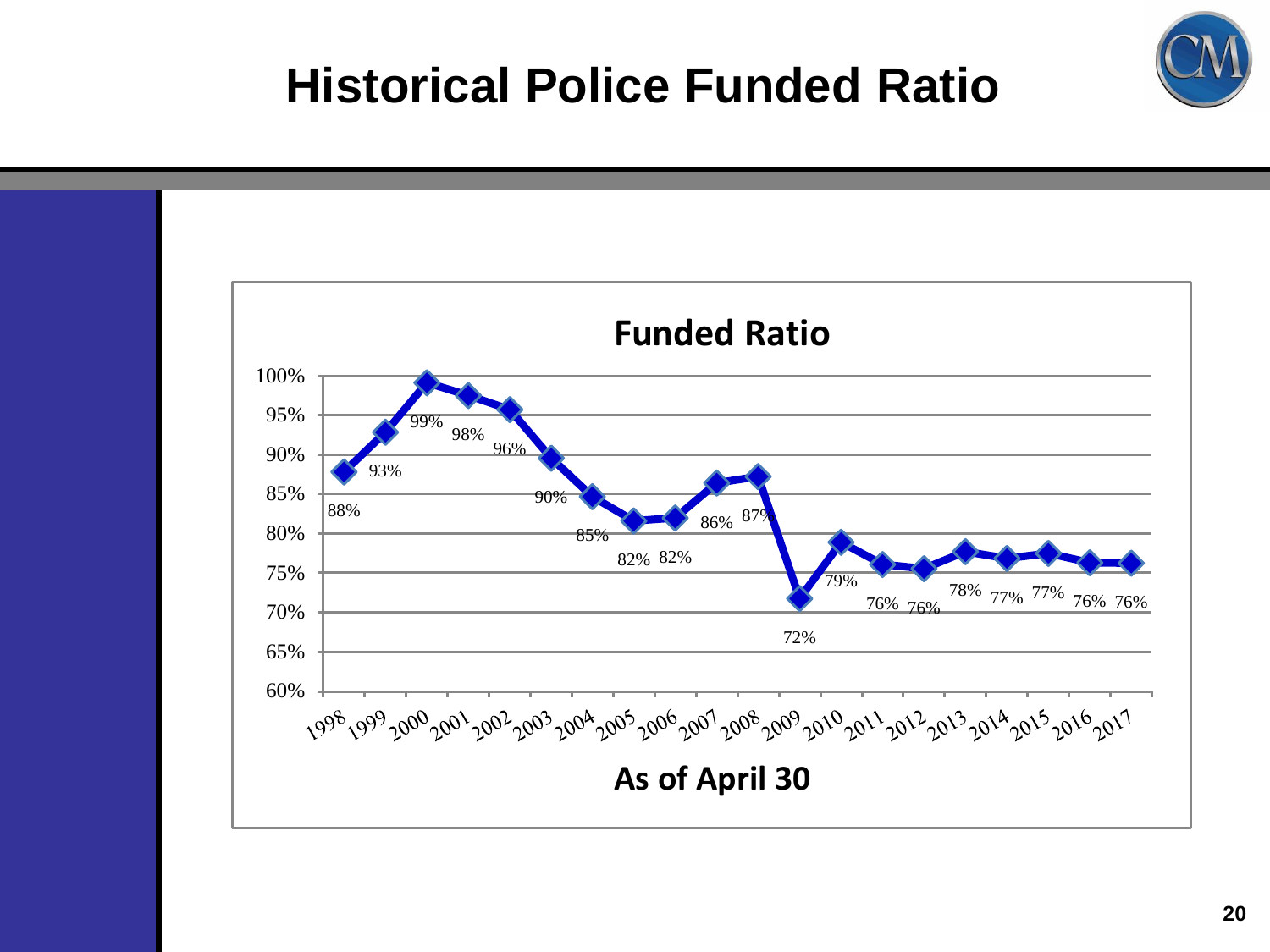# Historical Police Funded Ratio

**Funded Ratio**

| Year | Funded Ratio |
|---|---|
| 1998 | 88% |
| 1999 | 93% |
| 2000 | 99% |
| 2001 | 98% |
| 2002 | 96% |
| 2003 | 90% |
| 2004 | 85% |
| 2005 | 82% |
| 2006 | 82% |
| 2007 | 86% |
| 2008 | 87% |
| 2009 | 72% |
| 2010 | 79% |
| 2011 | 76% |
| 2012 | 76% |
| 2013 | 78% |
| 2014 | 77% |
| 2015 | 77% |
| 2016 | 76% |
| 2017 | 76% |

**As of April 30**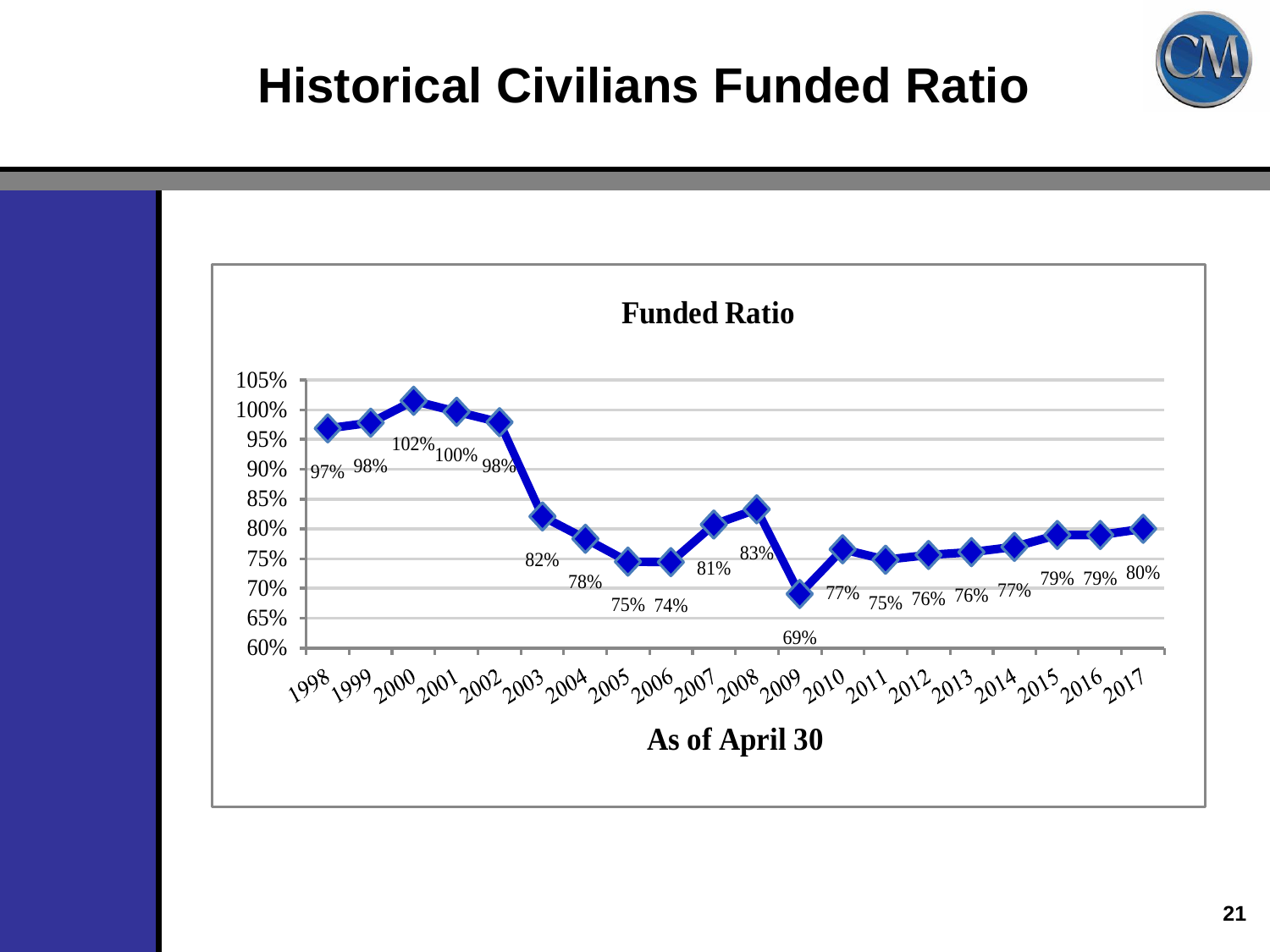# Historical Civilians Funded Ratio

**Funded Ratio**

| As of April 30 | Funded Ratio |
|---|---|
| 1998 | 97% |
| 1999 | 98% |
| 2000 | 102% |
| 2001 | 100% |
| 2002 | 98% |
| 2003 | 82% |
| 2004 | 78% |
| 2005 | 75% |
| 2006 | 74% |
| 2007 | 81% |
| 2008 | 83% |
| 2009 | 69% |
| 2010 | 77% |
| 2011 | 75% |
| 2012 | 76% |
| 2013 | 76% |
| 2014 | 77% |
| 2015 | 79% |
| 2016 | 79% |
| 2017 | 80% |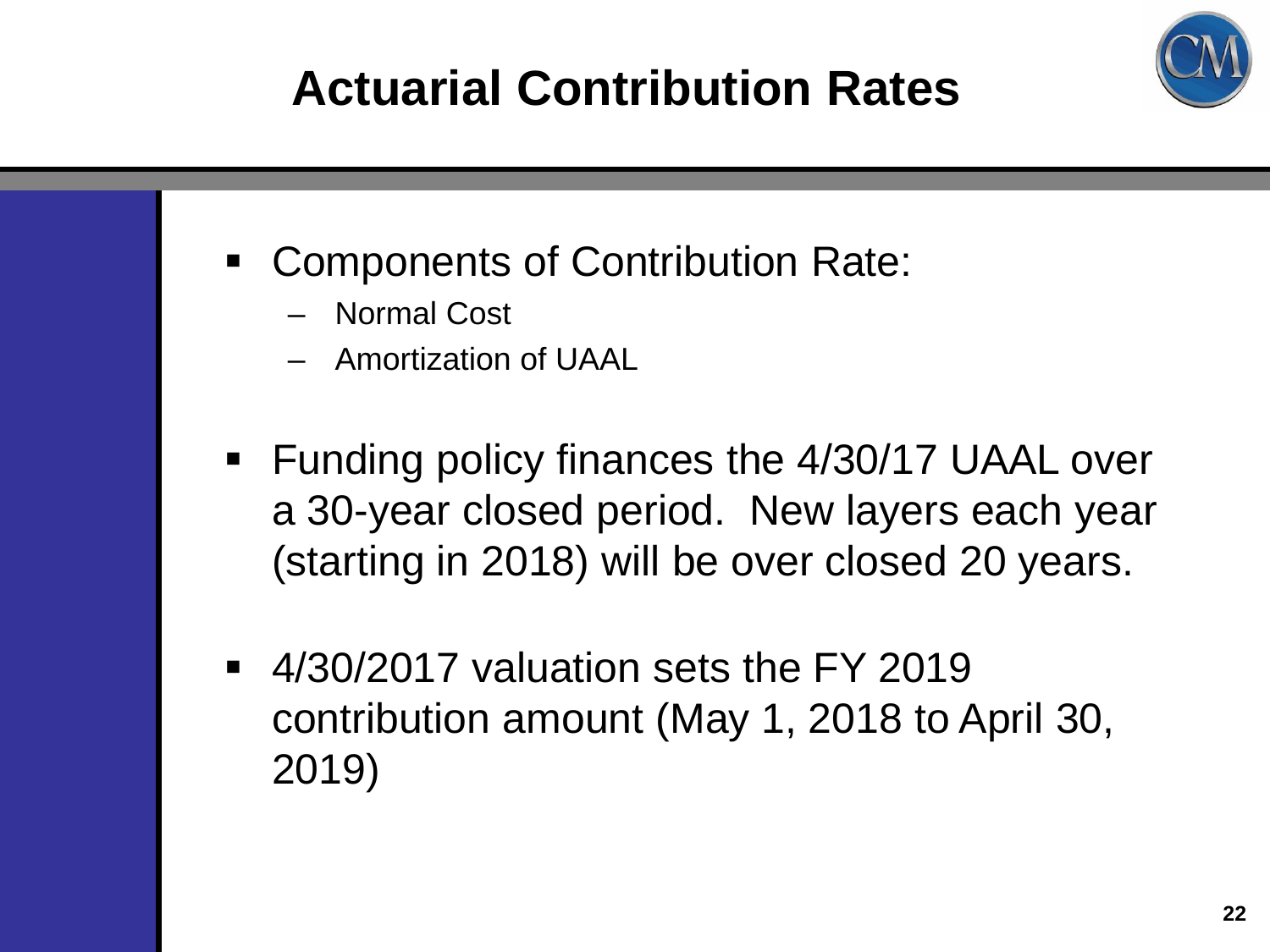# Actuarial Contribution Rates

- Components of Contribution Rate:
  - Normal Cost
  - Amortization of UAAL
- Funding policy finances the 4/30/17 UAAL over a 30-year closed period. New layers each year (starting in 2018) will be over closed 20 years.
- 4/30/2017 valuation sets the FY 2019 contribution amount (May 1, 2018 to April 30, 2019)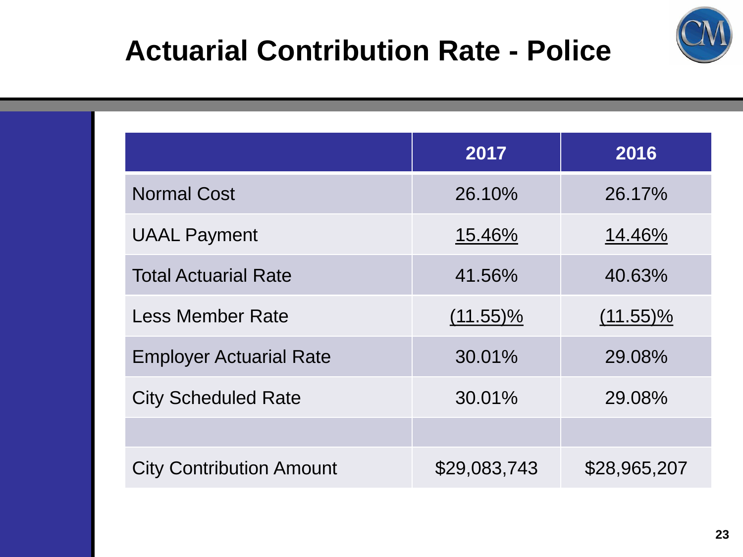# Actuarial Contribution Rate - Police

| | 2017 | 2016 |
|---|---|---|
| Normal Cost | 26.10% | 26.17% |
| UAAL Payment | 15.46% | 14.46% |
| Total Actuarial Rate | 41.56% | 40.63% |
| Less Member Rate | (11.55)% | (11.55)% |
| Employer Actuarial Rate | 30.01% | 29.08% |
| City Scheduled Rate | 30.01% | 29.08% |
| | | |
| City Contribution Amount | $29,083,743 | $28,965,207 |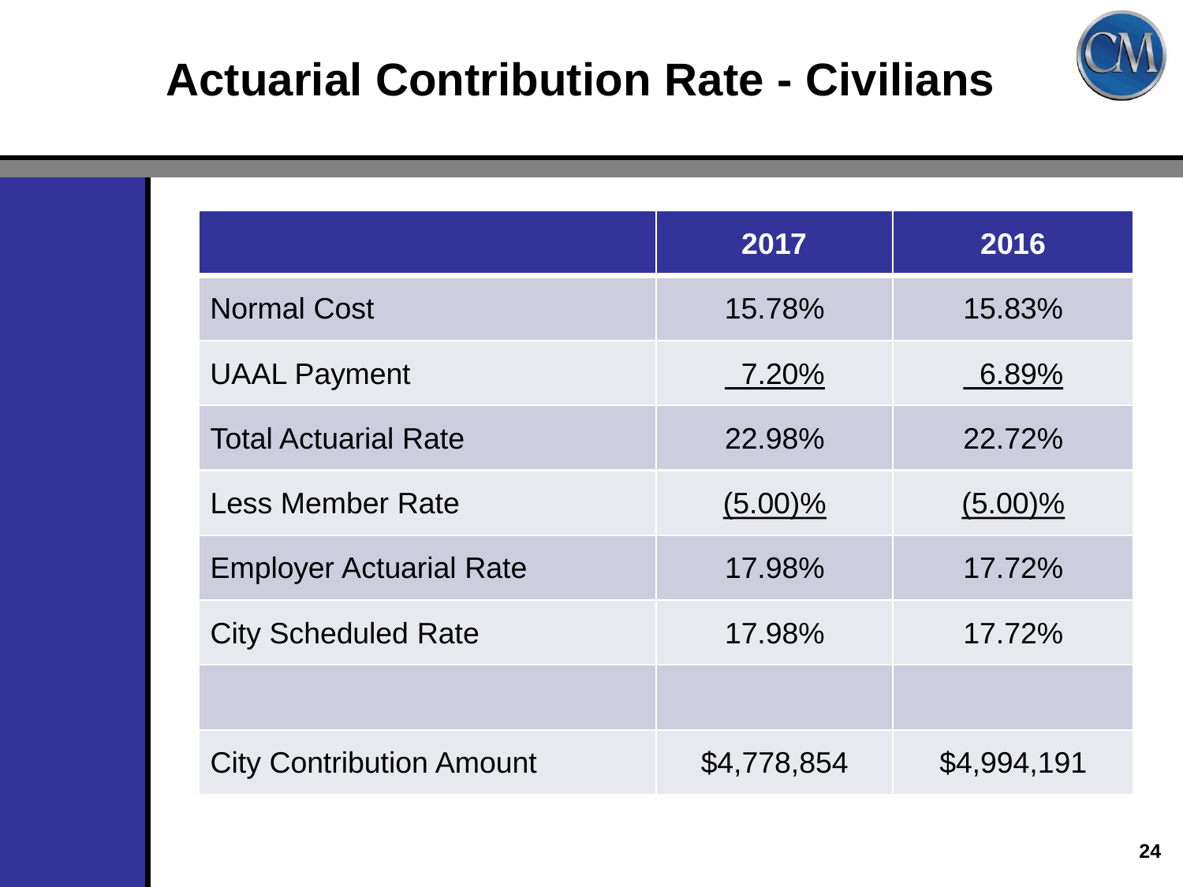# Actuarial Contribution Rate - Civilians

| | 2017 | 2016 |
|---|---|---|
| Normal Cost | 15.78% | 15.83% |
| UAAL Payment | 7.20% | 6.89% |
| Total Actuarial Rate | 22.98% | 22.72% |
| Less Member Rate | (5.00)% | (5.00)% |
| Employer Actuarial Rate | 17.98% | 17.72% |
| City Scheduled Rate | 17.98% | 17.72% |
| | | |
| City Contribution Amount | $4,778,854 | $4,994,191 |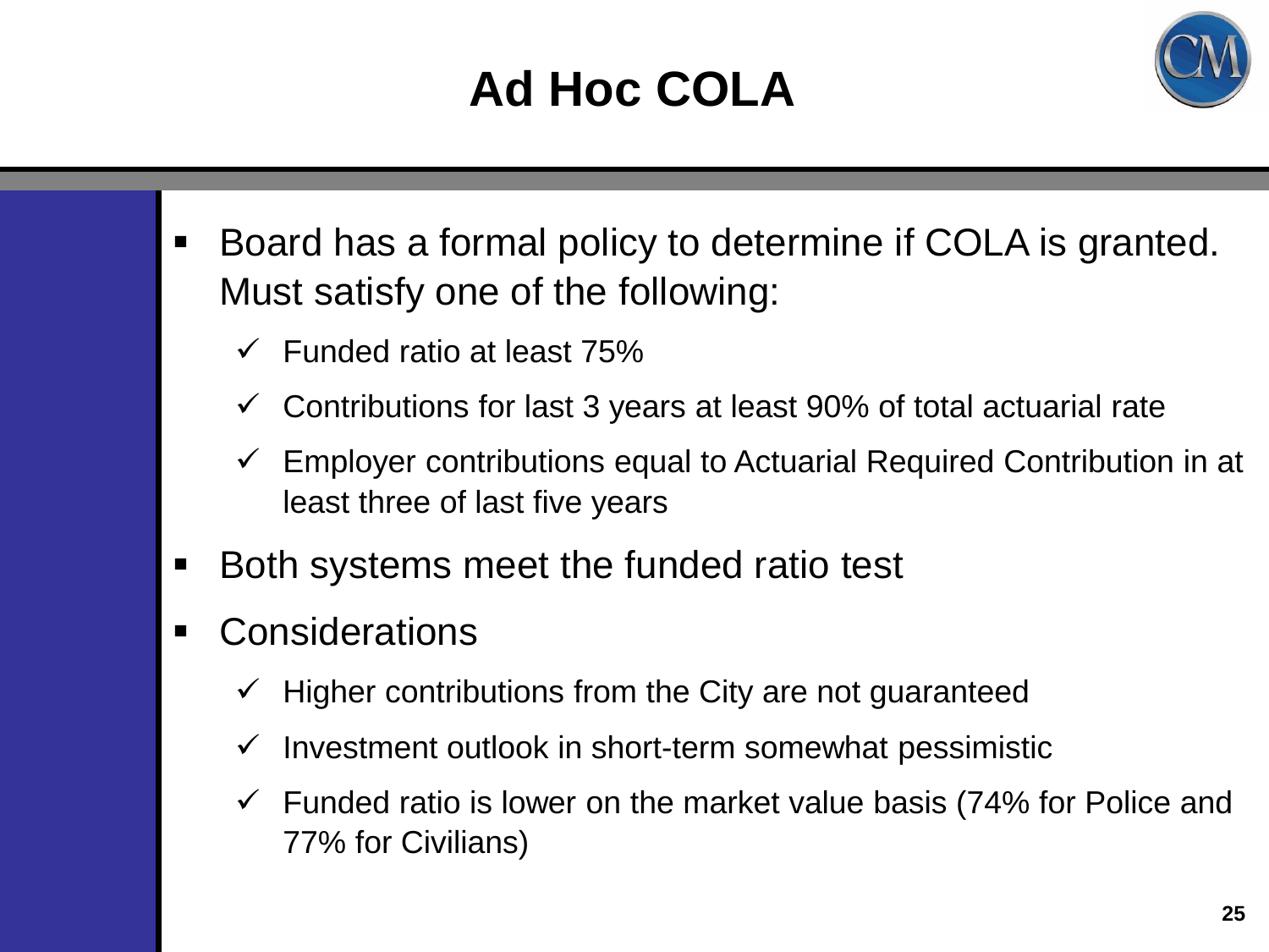# Ad Hoc COLA

- Board has a formal policy to determine if COLA is granted. Must satisfy one of the following:
  - ✓ Funded ratio at least 75%
  - ✓ Contributions for last 3 years at least 90% of total actuarial rate
  - ✓ Employer contributions equal to Actuarial Required Contribution in at least three of last five years
- Both systems meet the funded ratio test
- Considerations
  - ✓ Higher contributions from the City are not guaranteed
  - ✓ Investment outlook in short-term somewhat pessimistic
  - ✓ Funded ratio is lower on the market value basis (74% for Police and 77% for Civilians)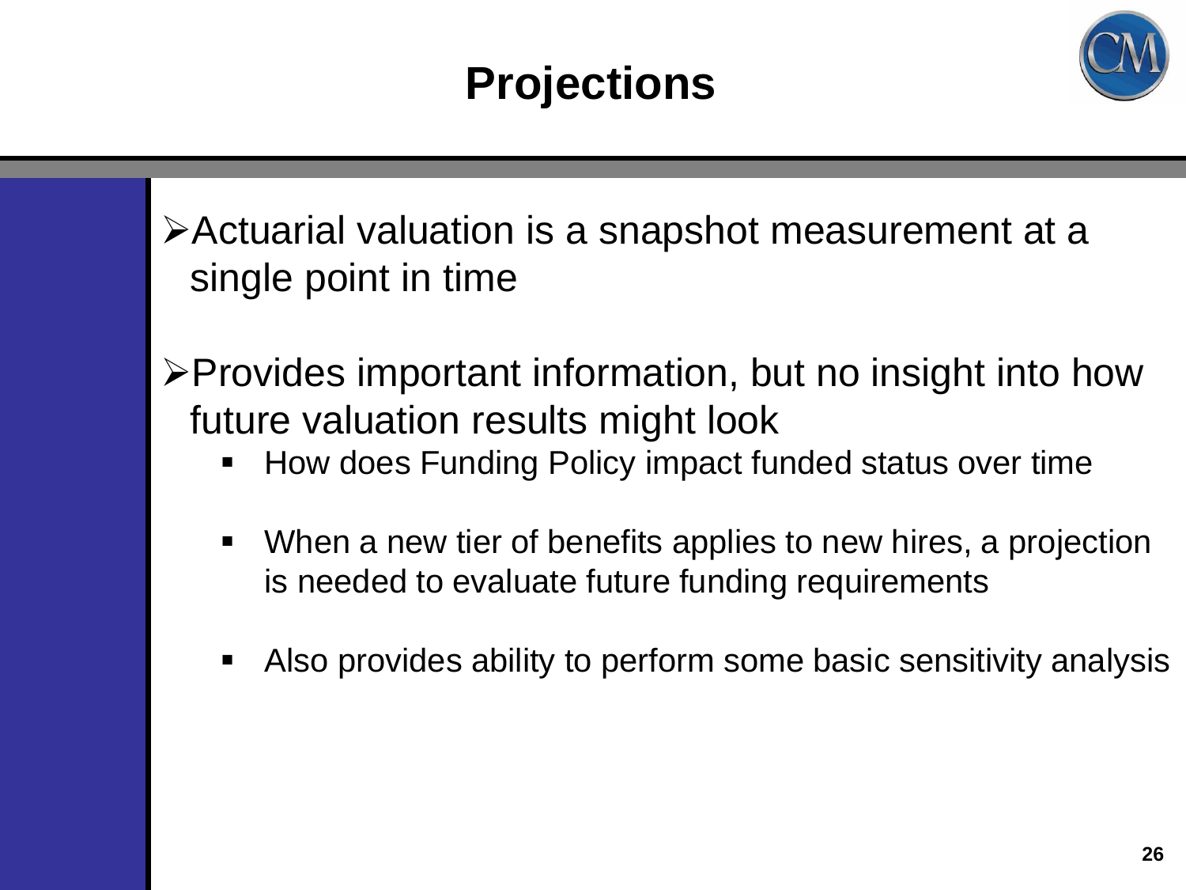# Projections

- Actuarial valuation is a snapshot measurement at a single point in time

- Provides important information, but no insight into how future valuation results might look
  - How does Funding Policy impact funded status over time
  - When a new tier of benefits applies to new hires, a projection is needed to evaluate future funding requirements
  - Also provides ability to perform some basic sensitivity analysis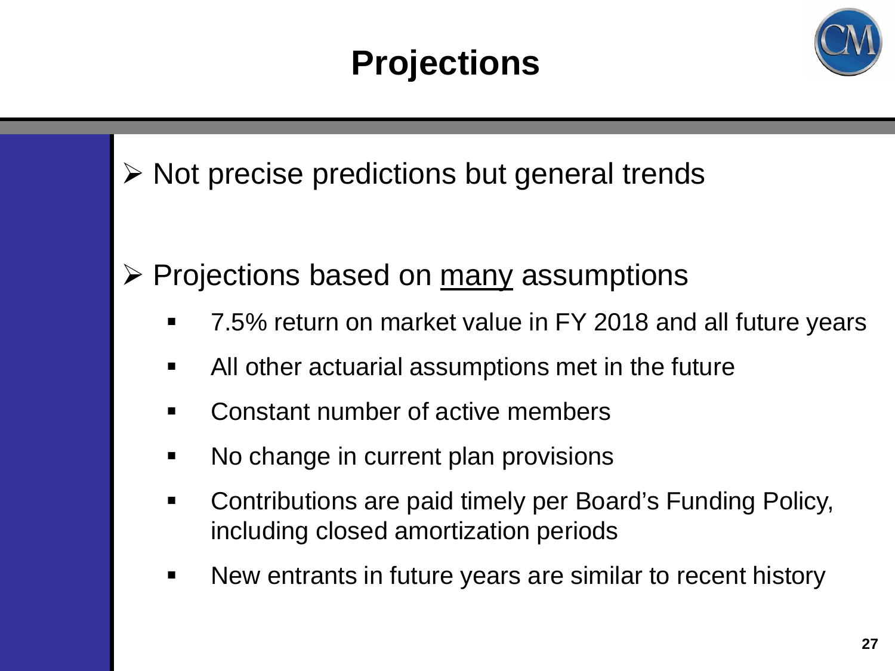# Projections

- Not precise predictions but general trends

- Projections based on <u>many</u> assumptions
  - 7.5% return on market value in FY 2018 and all future years
  - All other actuarial assumptions met in the future
  - Constant number of active members
  - No change in current plan provisions
  - Contributions are paid timely per Board's Funding Policy, including closed amortization periods
  - New entrants in future years are similar to recent history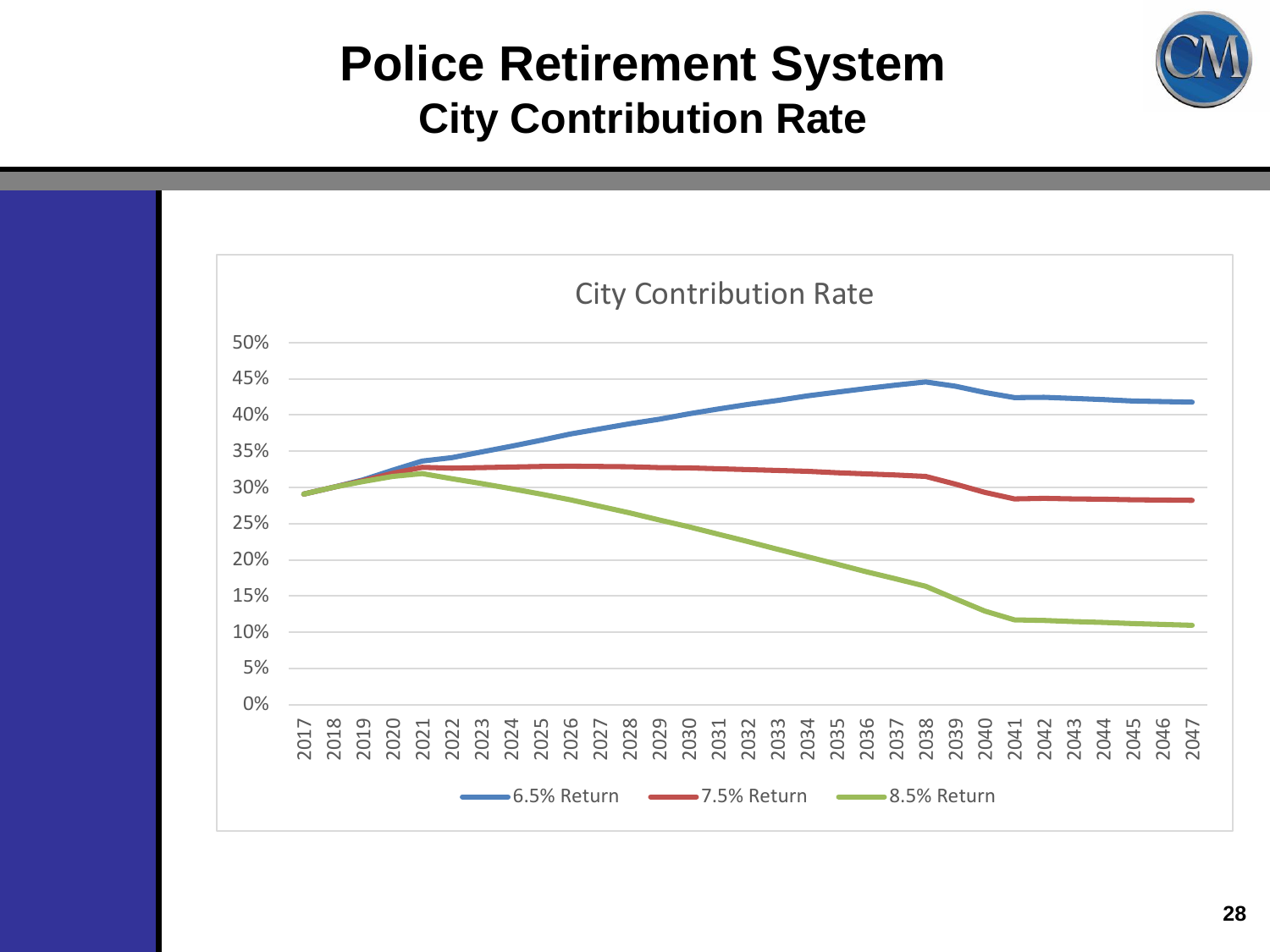# Police Retirement System

## City Contribution Rate

City Contribution Rate

6.5% Return | 7.5% Return | 8.5% Return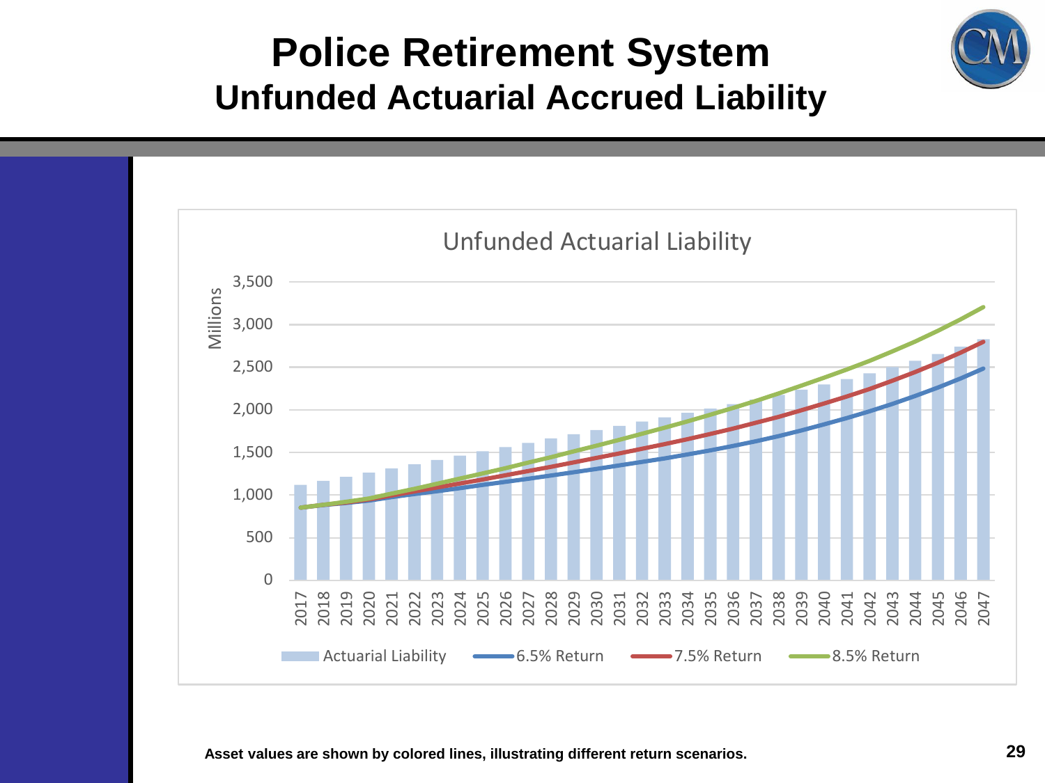# Police Retirement System

## Unfunded Actuarial Accrued Liability

**Unfunded Actuarial Liability**

Millions

Legend: Actuarial Liability; 6.5% Return; 7.5% Return; 8.5% Return

**Asset values are shown by colored lines, illustrating different return scenarios.**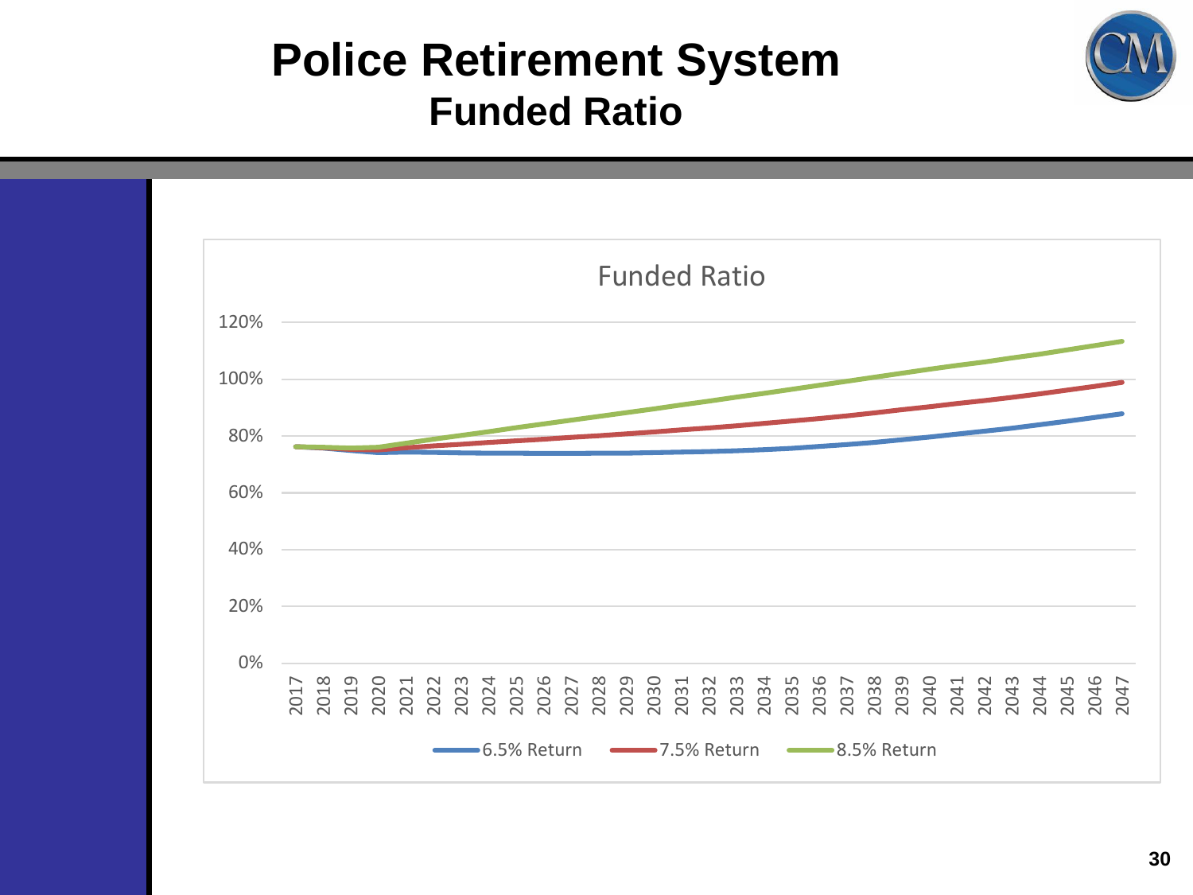# Police Retirement System

## Funded Ratio

Funded Ratio

120%
100%
80%
60%
40%
20%
0%

2017 2018 2019 2020 2021 2022 2023 2024 2025 2026 2027 2028 2029 2030 2031 2032 2033 2034 2035 2036 2037 2038 2039 2040 2041 2042 2043 2044 2045 2046 2047

6.5% Return  7.5% Return  8.5% Return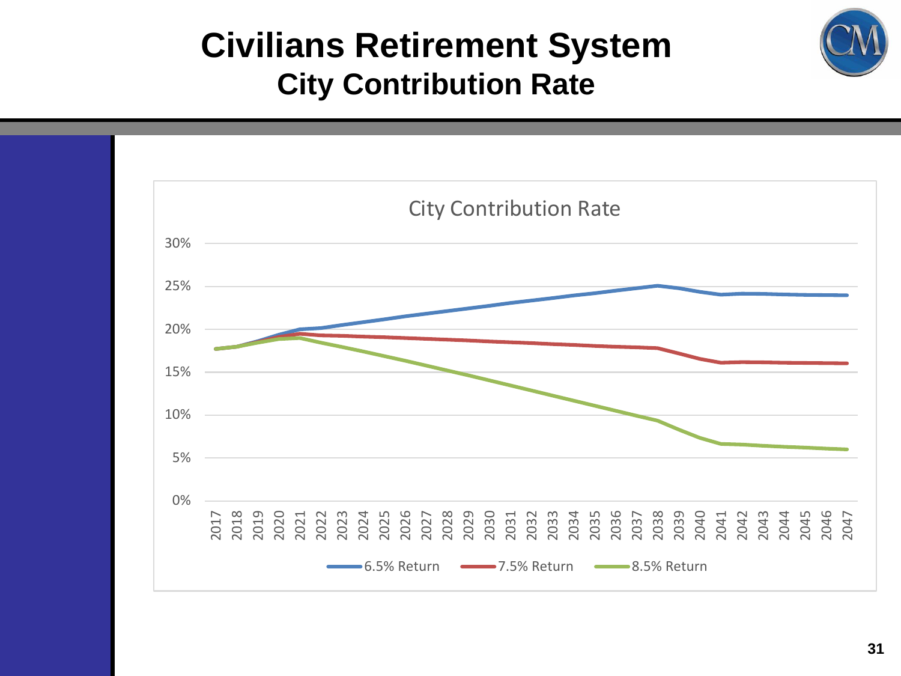# Civilians Retirement System

## City Contribution Rate

City Contribution Rate

30%
25%
20%
15%
10%
5%
0%

2017 2018 2019 2020 2021 2022 2023 2024 2025 2026 2027 2028 2029 2030 2031 2032 2033 2034 2035 2036 2037 2038 2039 2040 2041 2042 2043 2044 2045 2046 2047

6.5% Return  7.5% Return  8.5% Return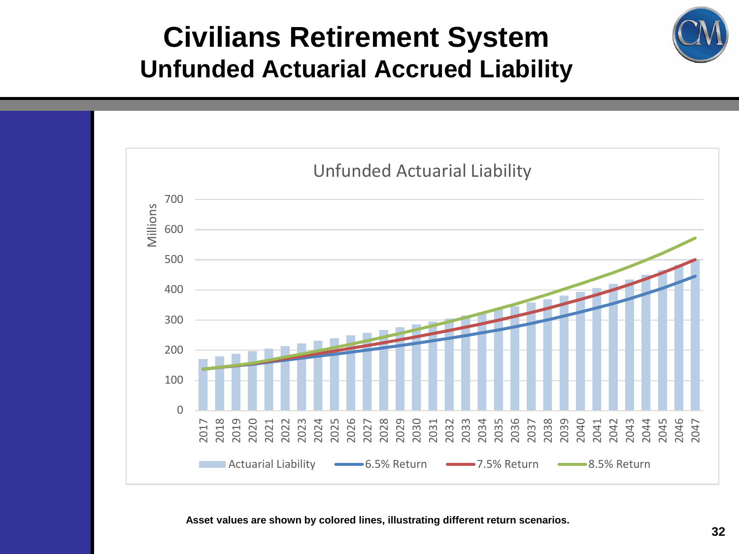# Civilians Retirement System

## Unfunded Actuarial Accrued Liability

Unfunded Actuarial Liability

Millions

700
600
500
400
300
200
100
0

2017 2018 2019 2020 2021 2022 2023 2024 2025 2026 2027 2028 2029 2030 2031 2032 2033 2034 2035 2036 2037 2038 2039 2040 2041 2042 2043 2044 2045 2046 2047

Actuarial Liability | 6.5% Return | 7.5% Return | 8.5% Return

**Asset values are shown by colored lines, illustrating different return scenarios.**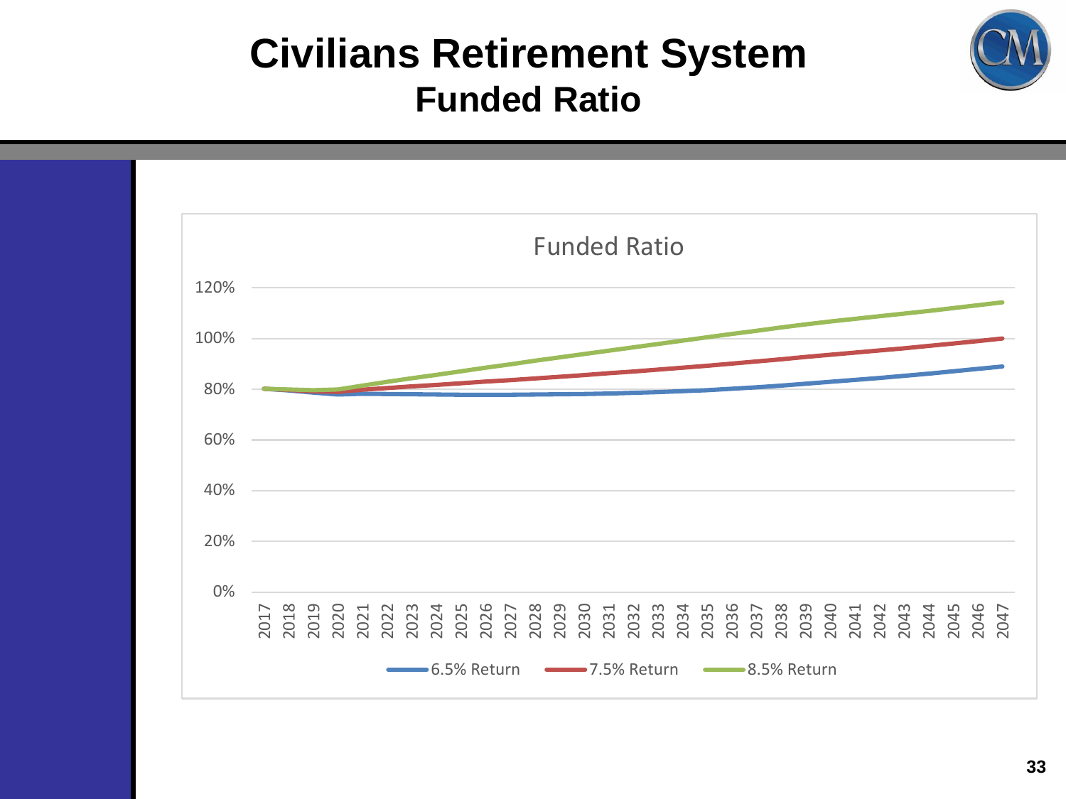# Civilians Retirement System

## Funded Ratio

Funded Ratio

120%
100%
80%
60%
40%
20%
0%

2017 2018 2019 2020 2021 2022 2023 2024 2025 2026 2027 2028 2029 2030 2031 2032 2033 2034 2035 2036 2037 2038 2039 2040 2041 2042 2043 2044 2045 2046 2047

6.5% Return 7.5% Return 8.5% Return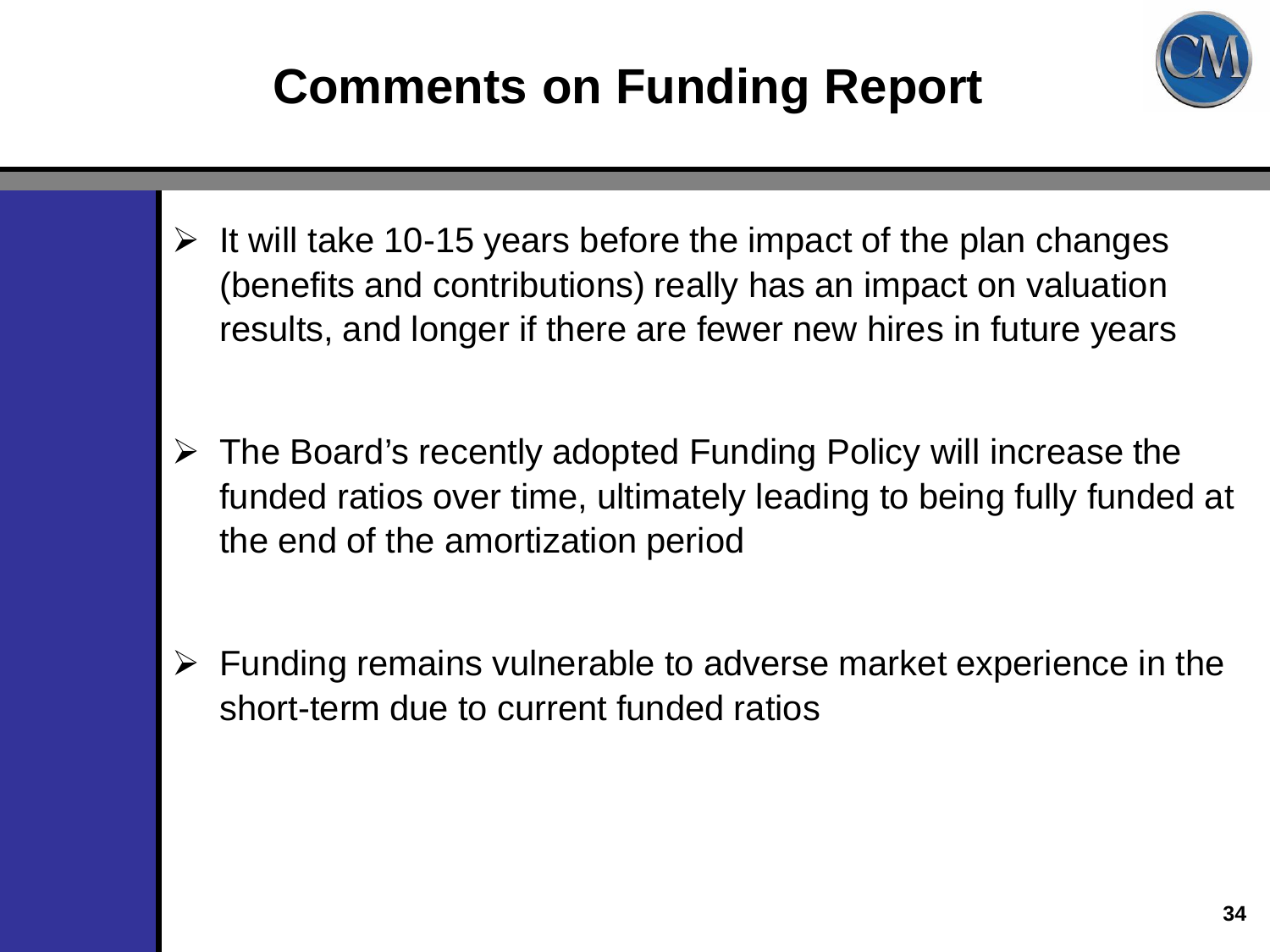# Comments on Funding Report

- It will take 10-15 years before the impact of the plan changes (benefits and contributions) really has an impact on valuation results, and longer if there are fewer new hires in future years

- The Board's recently adopted Funding Policy will increase the funded ratios over time, ultimately leading to being fully funded at the end of the amortization period

- Funding remains vulnerable to adverse market experience in the short-term due to current funded ratios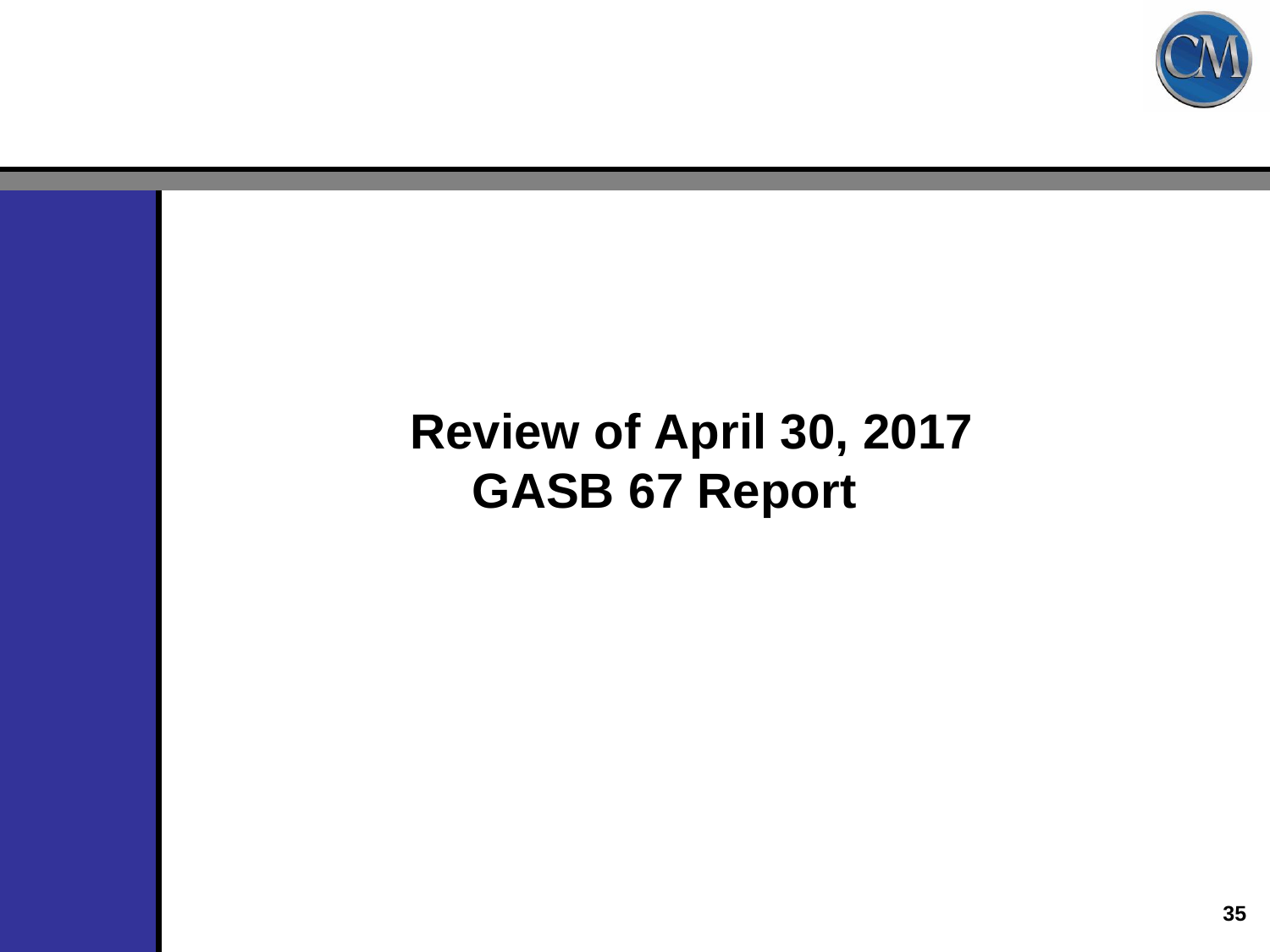# Review of April 30, 2017 GASB 67 Report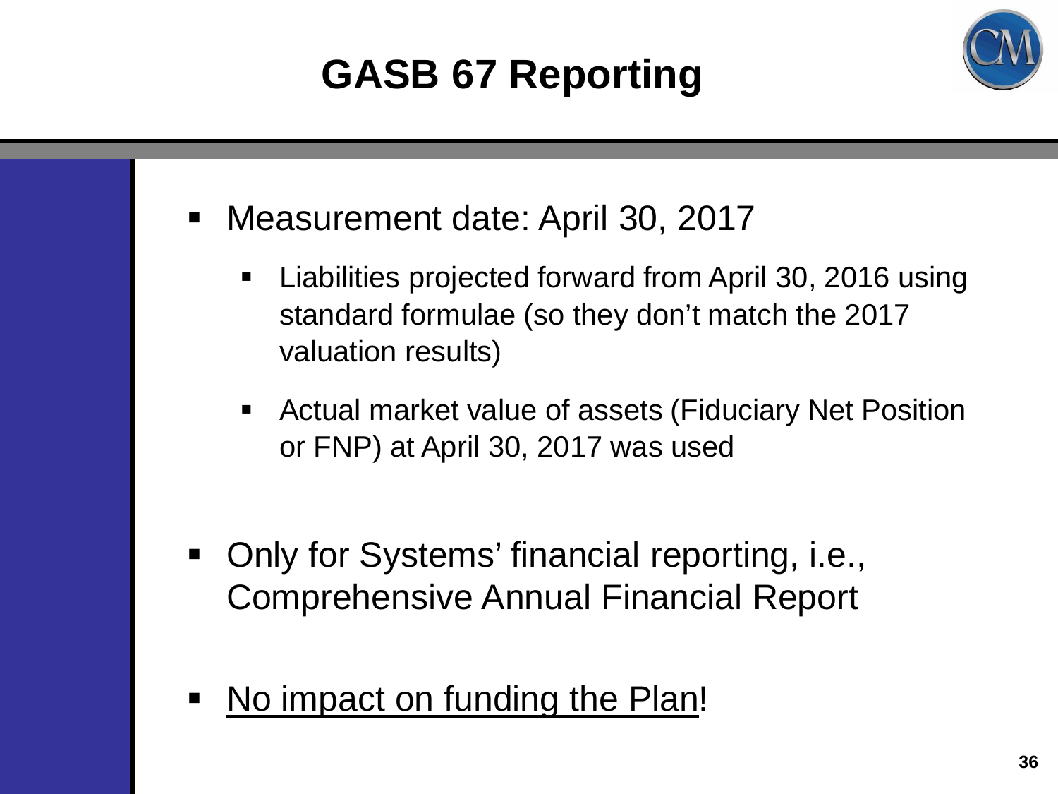# GASB 67 Reporting

- Measurement date: April 30, 2017
  - Liabilities projected forward from April 30, 2016 using standard formulae (so they don't match the 2017 valuation results)
  - Actual market value of assets (Fiduciary Net Position or FNP) at April 30, 2017 was used
- Only for Systems' financial reporting, i.e., Comprehensive Annual Financial Report
- <u>No impact on funding the Plan</u>!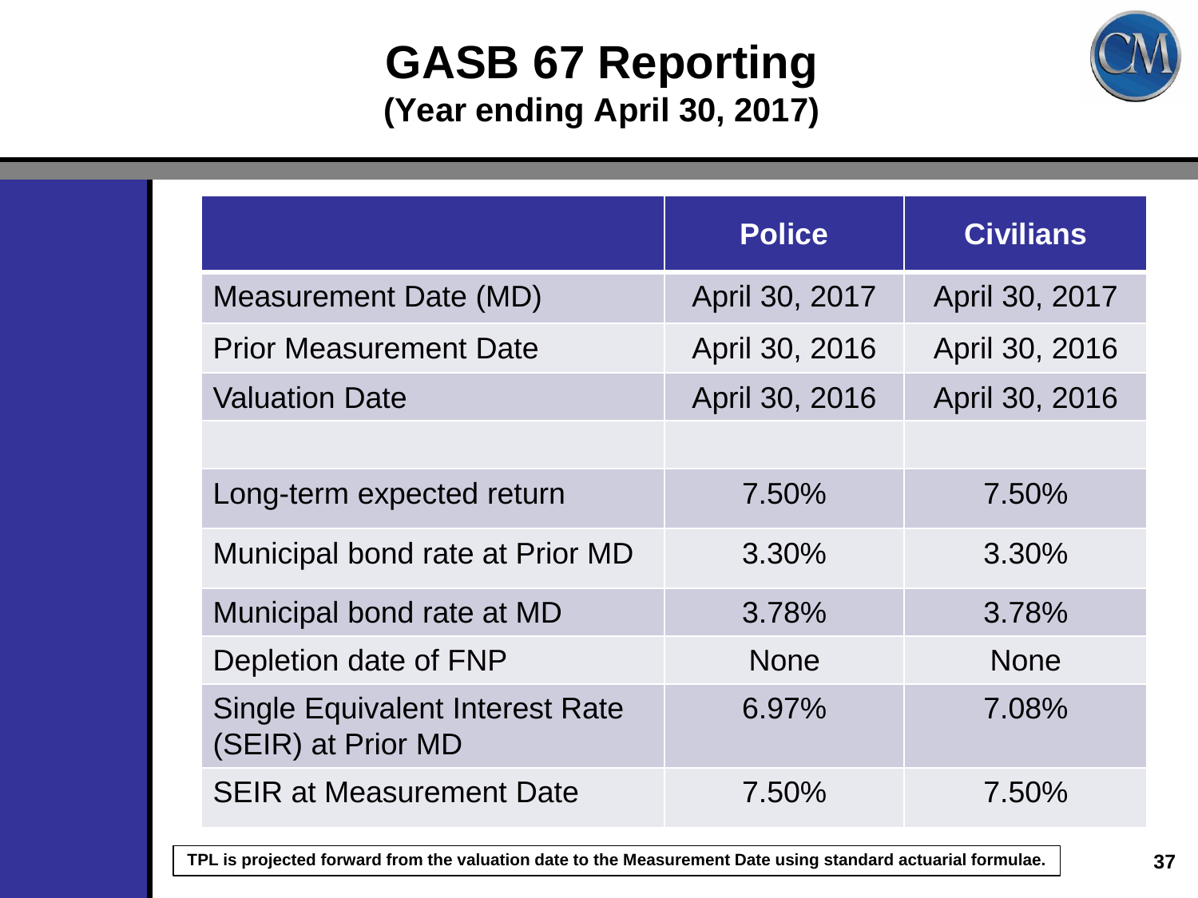# GASB 67 Reporting

**(Year ending April 30, 2017)**

| | Police | Civilians |
|---|---|---|
| Measurement Date (MD) | April 30, 2017 | April 30, 2017 |
| Prior Measurement Date | April 30, 2016 | April 30, 2016 |
| Valuation Date | April 30, 2016 | April 30, 2016 |
| | | |
| Long-term expected return | 7.50% | 7.50% |
| Municipal bond rate at Prior MD | 3.30% | 3.30% |
| Municipal bond rate at MD | 3.78% | 3.78% |
| Depletion date of FNP | None | None |
| Single Equivalent Interest Rate (SEIR) at Prior MD | 6.97% | 7.08% |
| SEIR at Measurement Date | 7.50% | 7.50% |

**TPL is projected forward from the valuation date to the Measurement Date using standard actuarial formulae.**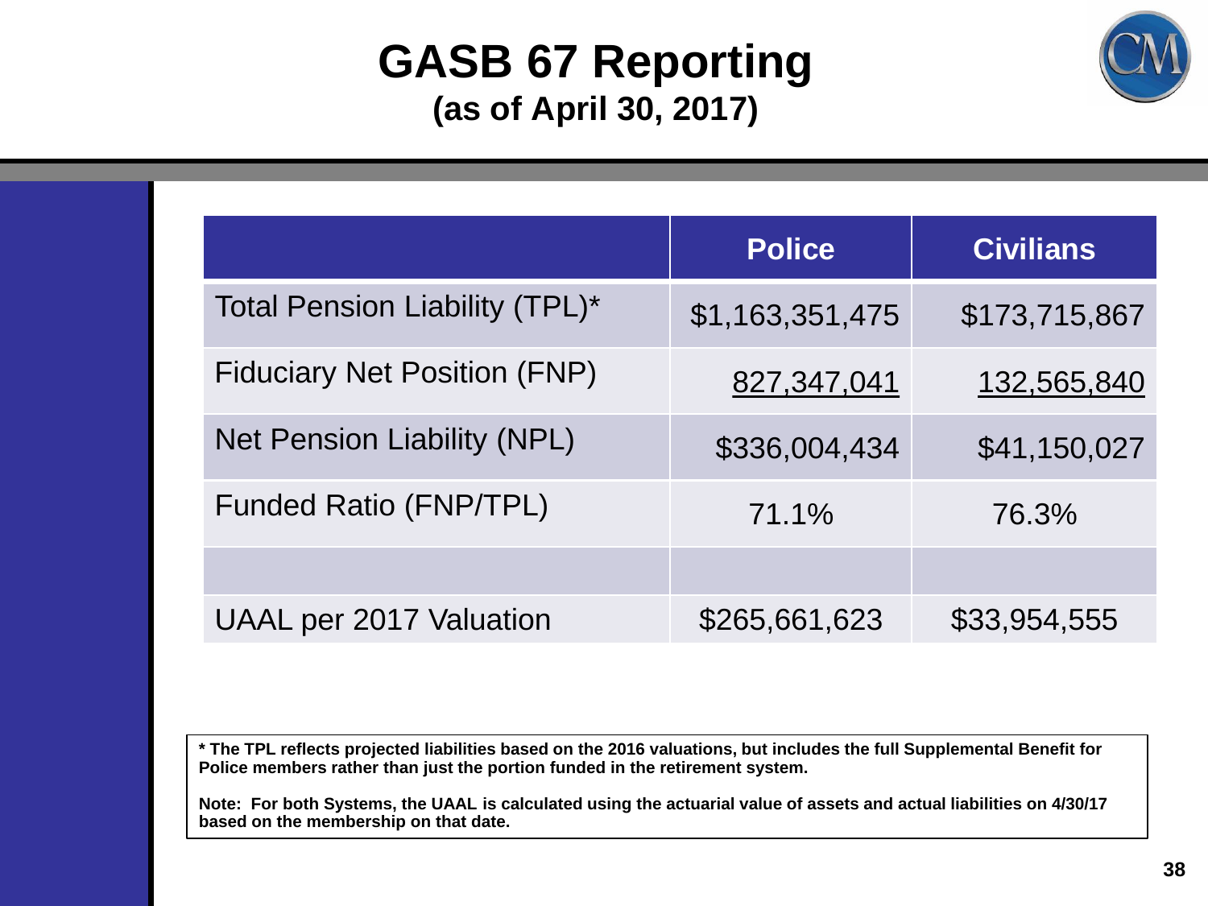# GASB 67 Reporting

## (as of April 30, 2017)

| | Police | Civilians |
|---|---|---|
| Total Pension Liability (TPL)* | $1,163,351,475 | $173,715,867 |
| Fiduciary Net Position (FNP) | 827,347,041 | 132,565,840 |
| Net Pension Liability (NPL) | $336,004,434 | $41,150,027 |
| Funded Ratio (FNP/TPL) | 71.1% | 76.3% |
| | | |
| UAAL per 2017 Valuation | $265,661,623 | $33,954,555 |

**\* The TPL reflects projected liabilities based on the 2016 valuations, but includes the full Supplemental Benefit for Police members rather than just the portion funded in the retirement system.**

**Note: For both Systems, the UAAL is calculated using the actuarial value of assets and actual liabilities on 4/30/17 based on the membership on that date.**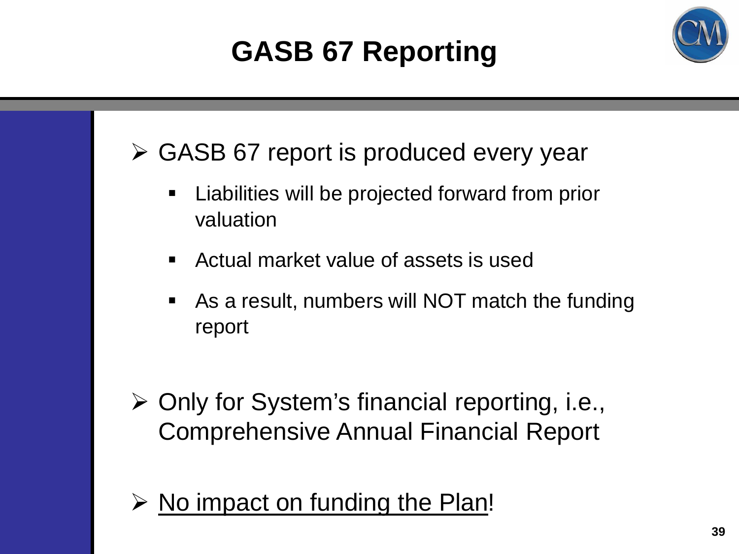# GASB 67 Reporting

- GASB 67 report is produced every year
  - Liabilities will be projected forward from prior valuation
  - Actual market value of assets is used
  - As a result, numbers will NOT match the funding report
- Only for System's financial reporting, i.e., Comprehensive Annual Financial Report
- <u>No impact on funding the Plan</u>!